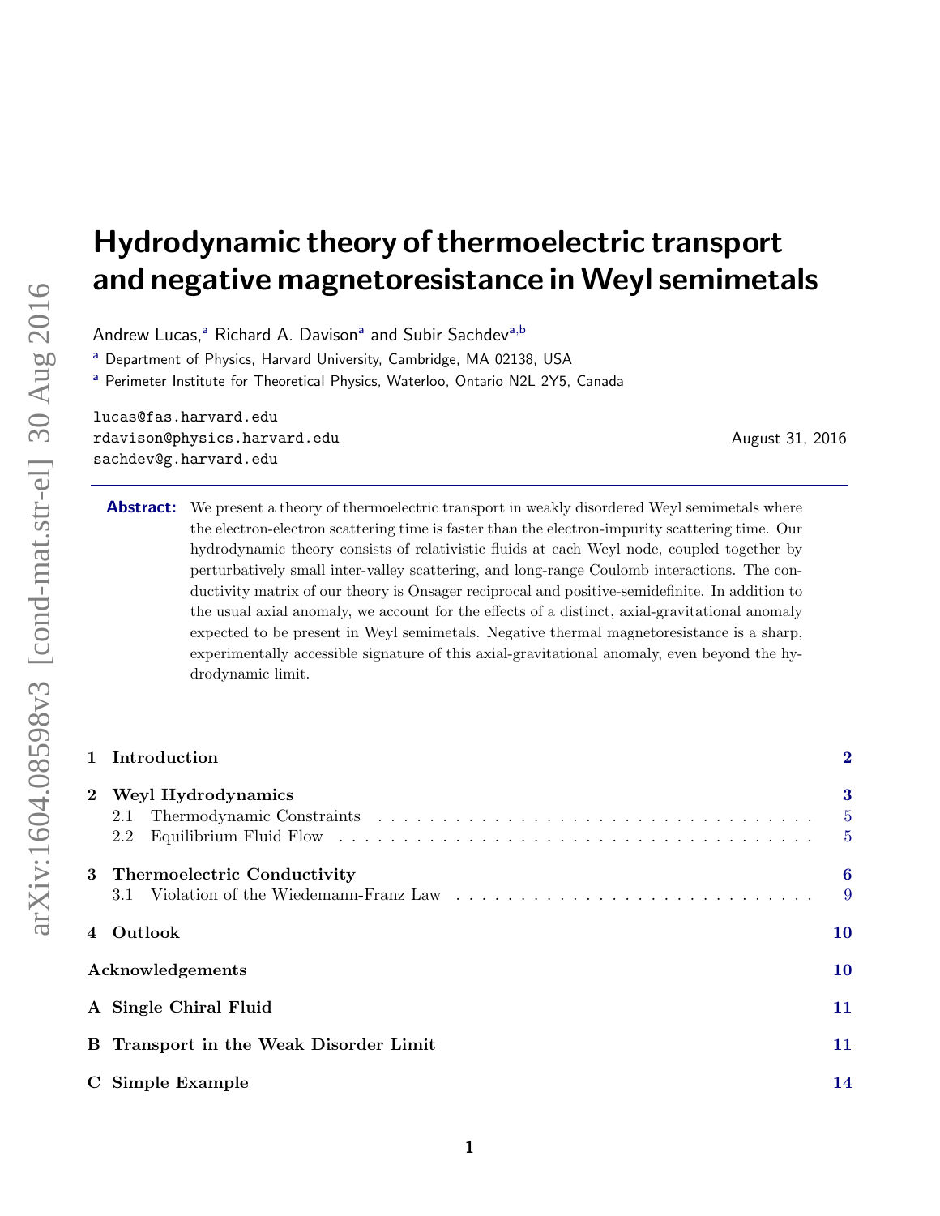# Hydrodynamic theory of thermoelectric transport and negative magnetoresistance in Weyl semimetals

Andrew Lucas,[a] Richard A. Davison[a] and Subir Sachdev[a,b]

[a] Department of Physics, Harvard University, Cambridge, MA 02138, USA

[a] Perimeter Institute for Theoretical Physics, Waterloo, Ontario N2L 2Y5, Canada

lucas@fas.harvard.edu
rdavison@physics.harvard.edu
sachdev@g.harvard.edu

August 31, 2016

**Abstract:** We present a theory of thermoelectric transport in weakly disordered Weyl semimetals where the electron-electron scattering time is faster than the electron-impurity scattering time. Our hydrodynamic theory consists of relativistic fluids at each Weyl node, coupled together by perturbatively small inter-valley scattering, and long-range Coulomb interactions. The conductivity matrix of our theory is Onsager reciprocal and positive-semidefinite. In addition to the usual axial anomaly, we account for the effects of a distinct, axial-gravitational anomaly expected to be present in Weyl semimetals. Negative thermal magnetoresistance is a sharp, experimentally accessible signature of this axial-gravitational anomaly, even beyond the hydrodynamic limit.

- **1 Introduction** — 2
- **2 Weyl Hydrodynamics** — 3
  - 2.1 Thermodynamic Constraints — 5
  - 2.2 Equilibrium Fluid Flow — 5
- **3 Thermoelectric Conductivity** — 6
  - 3.1 Violation of the Wiedemann-Franz Law — 9
- **4 Outlook** — 10
- **Acknowledgements** — 10
- **A Single Chiral Fluid** — 11
- **B Transport in the Weak Disorder Limit** — 11
- **C Simple Example** — 14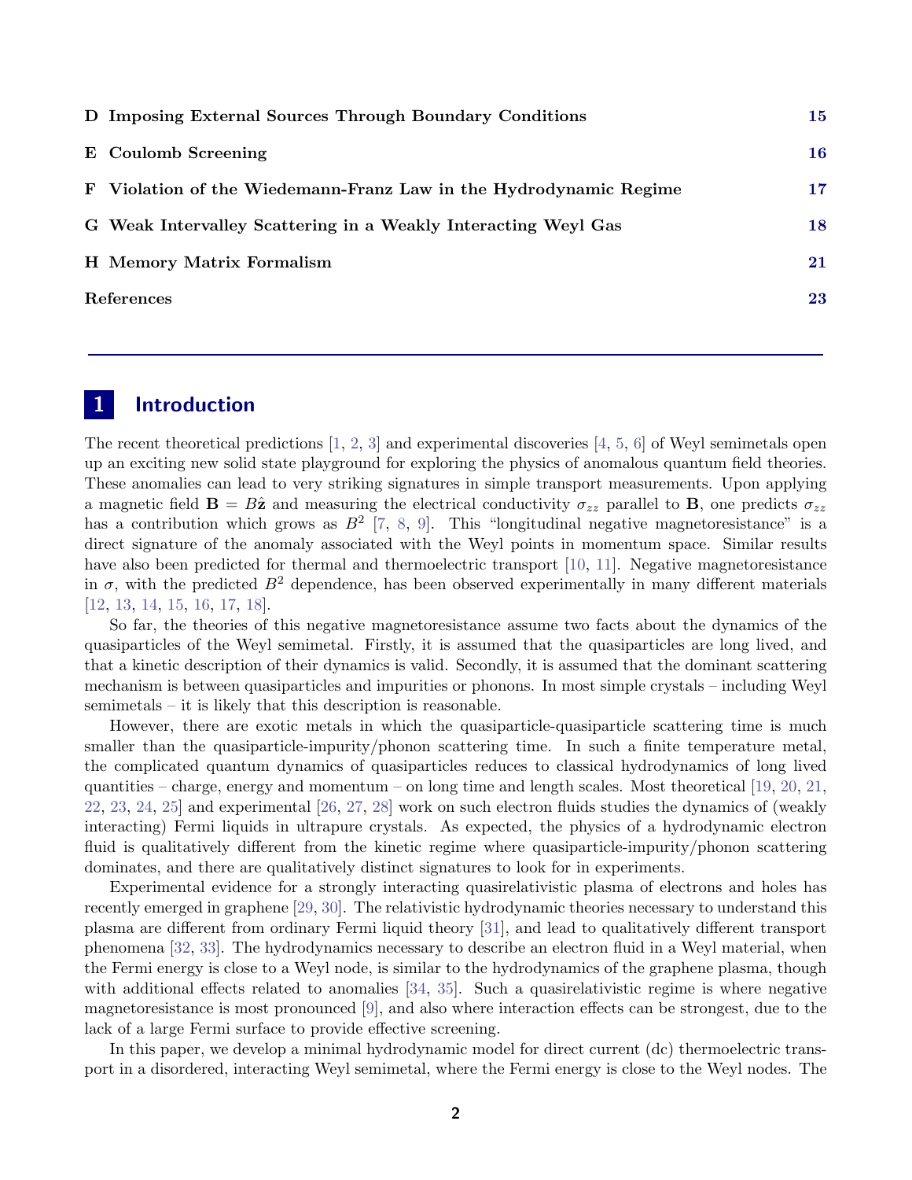**D Imposing External Sources Through Boundary Conditions** 15

**E Coulomb Screening** 16

**F Violation of the Wiedemann-Franz Law in the Hydrodynamic Regime** 17

**G Weak Intervalley Scattering in a Weakly Interacting Weyl Gas** 18

**H Memory Matrix Formalism** 21

**References** 23

---

# 1 Introduction

The recent theoretical predictions [1, 2, 3] and experimental discoveries [4, 5, 6] of Weyl semimetals open up an exciting new solid state playground for exploring the physics of anomalous quantum field theories. These anomalies can lead to very striking signatures in simple transport measurements. Upon applying a magnetic field $\mathbf{B} = B\hat{\mathbf{z}}$ and measuring the electrical conductivity $\sigma_{zz}$ parallel to $\mathbf{B}$, one predicts $\sigma_{zz}$ has a contribution which grows as $B^2$ [7, 8, 9]. This "longitudinal negative magnetoresistance" is a direct signature of the anomaly associated with the Weyl points in momentum space. Similar results have also been predicted for thermal and thermoelectric transport [10, 11]. Negative magnetoresistance in $\sigma$, with the predicted $B^2$ dependence, has been observed experimentally in many different materials [12, 13, 14, 15, 16, 17, 18].

So far, the theories of this negative magnetoresistance assume two facts about the dynamics of the quasiparticles of the Weyl semimetal. Firstly, it is assumed that the quasiparticles are long lived, and that a kinetic description of their dynamics is valid. Secondly, it is assumed that the dominant scattering mechanism is between quasiparticles and impurities or phonons. In most simple crystals – including Weyl semimetals – it is likely that this description is reasonable.

However, there are exotic metals in which the quasiparticle-quasiparticle scattering time is much smaller than the quasiparticle-impurity/phonon scattering time. In such a finite temperature metal, the complicated quantum dynamics of quasiparticles reduces to classical hydrodynamics of long lived quantities – charge, energy and momentum – on long time and length scales. Most theoretical [19, 20, 21, 22, 23, 24, 25] and experimental [26, 27, 28] work on such electron fluids studies the dynamics of (weakly interacting) Fermi liquids in ultrapure crystals. As expected, the physics of a hydrodynamic electron fluid is qualitatively different from the kinetic regime where quasiparticle-impurity/phonon scattering dominates, and there are qualitatively distinct signatures to look for in experiments.

Experimental evidence for a strongly interacting quasirelativistic plasma of electrons and holes has recently emerged in graphene [29, 30]. The relativistic hydrodynamic theories necessary to understand this plasma are different from ordinary Fermi liquid theory [31], and lead to qualitatively different transport phenomena [32, 33]. The hydrodynamics necessary to describe an electron fluid in a Weyl material, when the Fermi energy is close to a Weyl node, is similar to the hydrodynamics of the graphene plasma, though with additional effects related to anomalies [34, 35]. Such a quasirelativistic regime is where negative magnetoresistance is most pronounced [9], and also where interaction effects can be strongest, due to the lack of a large Fermi surface to provide effective screening.

In this paper, we develop a minimal hydrodynamic model for direct current (dc) thermoelectric transport in a disordered, interacting Weyl semimetal, where the Fermi energy is close to the Weyl nodes. The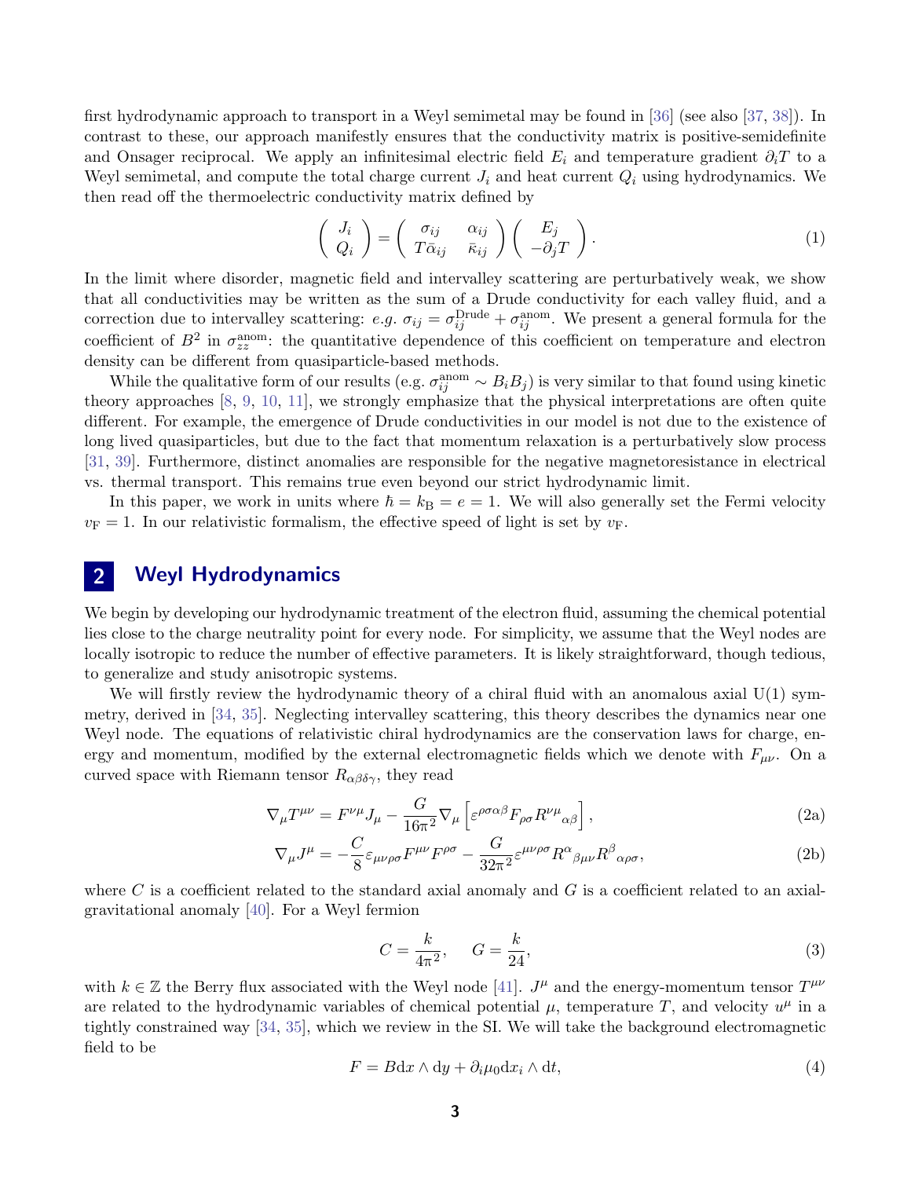first hydrodynamic approach to transport in a Weyl semimetal may be found in [36] (see also [37, 38]). In contrast to these, our approach manifestly ensures that the conductivity matrix is positive-semidefinite and Onsager reciprocal. We apply an infinitesimal electric field $E_i$ and temperature gradient $\partial_i T$ to a Weyl semimetal, and compute the total charge current $J_i$ and heat current $Q_i$ using hydrodynamics. We then read off the thermoelectric conductivity matrix defined by

$$\begin{pmatrix} J_i \\ Q_i \end{pmatrix} = \begin{pmatrix} \sigma_{ij} & \alpha_{ij} \\ T\bar{\alpha}_{ij} & \bar{\kappa}_{ij} \end{pmatrix} \begin{pmatrix} E_j \\ -\partial_j T \end{pmatrix}. \tag{1}$$

In the limit where disorder, magnetic field and intervalley scattering are perturbatively weak, we show that all conductivities may be written as the sum of a Drude conductivity for each valley fluid, and a correction due to intervalley scattering: *e.g.* $\sigma_{ij} = \sigma_{ij}^{\mathrm{Drude}} + \sigma_{ij}^{\mathrm{anom}}$. We present a general formula for the coefficient of $B^2$ in $\sigma_{zz}^{\mathrm{anom}}$: the quantitative dependence of this coefficient on temperature and electron density can be different from quasiparticle-based methods.

While the qualitative form of our results (e.g. $\sigma_{ij}^{\mathrm{anom}} \sim B_i B_j$) is very similar to that found using kinetic theory approaches [8, 9, 10, 11], we strongly emphasize that the physical interpretations are often quite different. For example, the emergence of Drude conductivities in our model is not due to the existence of long lived quasiparticles, but due to the fact that momentum relaxation is a perturbatively slow process [31, 39]. Furthermore, distinct anomalies are responsible for the negative magnetoresistance in electrical vs. thermal transport. This remains true even beyond our strict hydrodynamic limit.

In this paper, we work in units where $\hbar = k_{\mathrm{B}} = e = 1$. We will also generally set the Fermi velocity $v_{\mathrm{F}} = 1$. In our relativistic formalism, the effective speed of light is set by $v_{\mathrm{F}}$.

## 2 Weyl Hydrodynamics

We begin by developing our hydrodynamic treatment of the electron fluid, assuming the chemical potential lies close to the charge neutrality point for every node. For simplicity, we assume that the Weyl nodes are locally isotropic to reduce the number of effective parameters. It is likely straightforward, though tedious, to generalize and study anisotropic systems.

We will firstly review the hydrodynamic theory of a chiral fluid with an anomalous axial U(1) symmetry, derived in [34, 35]. Neglecting intervalley scattering, this theory describes the dynamics near one Weyl node. The equations of relativistic chiral hydrodynamics are the conservation laws for charge, energy and momentum, modified by the external electromagnetic fields which we denote with $F_{\mu\nu}$. On a curved space with Riemann tensor $R_{\alpha\beta\delta\gamma}$, they read

$$\nabla_\mu T^{\mu\nu} = F^{\nu\mu} J_\mu - \frac{G}{16\pi^2} \nabla_\mu \left[ \varepsilon^{\rho\sigma\alpha\beta} F_{\rho\sigma} R^{\nu\mu}{}_{\alpha\beta} \right], \tag{2a}$$

$$\nabla_\mu J^\mu = -\frac{C}{8} \varepsilon_{\mu\nu\rho\sigma} F^{\mu\nu} F^{\rho\sigma} - \frac{G}{32\pi^2} \varepsilon^{\mu\nu\rho\sigma} R^\alpha{}_{\beta\mu\nu} R^\beta{}_{\alpha\rho\sigma}, \tag{2b}$$

where $C$ is a coefficient related to the standard axial anomaly and $G$ is a coefficient related to an axial-gravitational anomaly [40]. For a Weyl fermion

$$C = \frac{k}{4\pi^2}, \qquad G = \frac{k}{24}, \tag{3}$$

with $k \in \mathbb{Z}$ the Berry flux associated with the Weyl node [41]. $J^\mu$ and the energy-momentum tensor $T^{\mu\nu}$ are related to the hydrodynamic variables of chemical potential $\mu$, temperature $T$, and velocity $u^\mu$ in a tightly constrained way [34, 35], which we review in the SI. We will take the background electromagnetic field to be

$$F = B\mathrm{d}x \wedge \mathrm{d}y + \partial_i \mu_0 \mathrm{d}x_i \wedge \mathrm{d}t, \tag{4}$$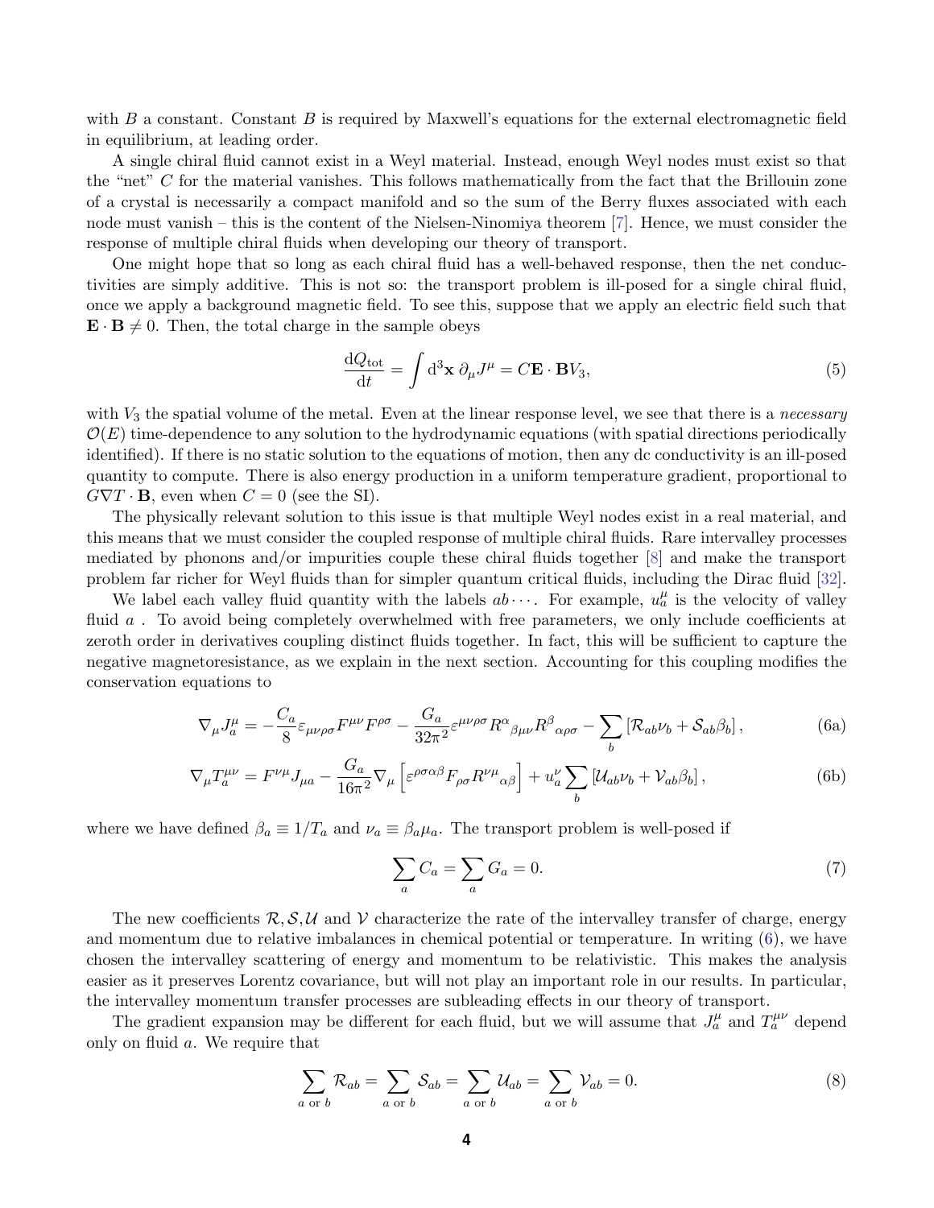with $B$ a constant. Constant $B$ is required by Maxwell's equations for the external electromagnetic field in equilibrium, at leading order.

A single chiral fluid cannot exist in a Weyl material. Instead, enough Weyl nodes must exist so that the "net" $C$ for the material vanishes. This follows mathematically from the fact that the Brillouin zone of a crystal is necessarily a compact manifold and so the sum of the Berry fluxes associated with each node must vanish – this is the content of the Nielsen-Ninomiya theorem [7]. Hence, we must consider the response of multiple chiral fluids when developing our theory of transport.

One might hope that so long as each chiral fluid has a well-behaved response, then the net conductivities are simply additive. This is not so: the transport problem is ill-posed for a single chiral fluid, once we apply a background magnetic field. To see this, suppose that we apply an electric field such that $\mathbf{E}\cdot\mathbf{B} \neq 0$. Then, the total charge in the sample obeys

$$\frac{\mathrm{d}Q_{\mathrm{tot}}}{\mathrm{d}t} = \int \mathrm{d}^3\mathbf{x}\, \partial_\mu J^\mu = C\mathbf{E}\cdot\mathbf{B}V_3, \tag{5}$$

with $V_3$ the spatial volume of the metal. Even at the linear response level, we see that there is a *necessary* $\mathcal{O}(E)$ time-dependence to any solution to the hydrodynamic equations (with spatial directions periodically identified). If there is no static solution to the equations of motion, then any dc conductivity is an ill-posed quantity to compute. There is also energy production in a uniform temperature gradient, proportional to $G\nabla T\cdot\mathbf{B}$, even when $C = 0$ (see the SI).

The physically relevant solution to this issue is that multiple Weyl nodes exist in a real material, and this means that we must consider the coupled response of multiple chiral fluids. Rare intervalley processes mediated by phonons and/or impurities couple these chiral fluids together [8] and make the transport problem far richer for Weyl fluids than for simpler quantum critical fluids, including the Dirac fluid [32].

We label each valley fluid quantity with the labels $ab\cdots$. For example, $u_a^\mu$ is the velocity of valley fluid $a$ . To avoid being completely overwhelmed with free parameters, we only include coefficients at zeroth order in derivatives coupling distinct fluids together. In fact, this will be sufficient to capture the negative magnetoresistance, as we explain in the next section. Accounting for this coupling modifies the conservation equations to

$$\nabla_\mu J_a^\mu = -\frac{C_a}{8}\varepsilon_{\mu\nu\rho\sigma}F^{\mu\nu}F^{\rho\sigma} - \frac{G_a}{32\pi^2}\varepsilon^{\mu\nu\rho\sigma}R^\alpha{}_{\beta\mu\nu}R^\beta{}_{\alpha\rho\sigma} - \sum_b\left[\mathcal{R}_{ab}\nu_b + \mathcal{S}_{ab}\beta_b\right], \tag{6a}$$

$$\nabla_\mu T_a^{\mu\nu} = F^{\nu\mu}J_{\mu a} - \frac{G_a}{16\pi^2}\nabla_\mu\left[\varepsilon^{\rho\sigma\alpha\beta}F_{\rho\sigma}R^{\nu\mu}{}_{\alpha\beta}\right] + u_a^\nu\sum_b\left[\mathcal{U}_{ab}\nu_b + \mathcal{V}_{ab}\beta_b\right], \tag{6b}$$

where we have defined $\beta_a \equiv 1/T_a$ and $\nu_a \equiv \beta_a\mu_a$. The transport problem is well-posed if

$$\sum_a C_a = \sum_a G_a = 0. \tag{7}$$

The new coefficients $\mathcal{R}, \mathcal{S}, \mathcal{U}$ and $\mathcal{V}$ characterize the rate of the intervalley transfer of charge, energy and momentum due to relative imbalances in chemical potential or temperature. In writing (6), we have chosen the intervalley scattering of energy and momentum to be relativistic. This makes the analysis easier as it preserves Lorentz covariance, but will not play an important role in our results. In particular, the intervalley momentum transfer processes are subleading effects in our theory of transport.

The gradient expansion may be different for each fluid, but we will assume that $J_a^\mu$ and $T_a^{\mu\nu}$ depend only on fluid $a$. We require that

$$\sum_{a \text{ or } b}\mathcal{R}_{ab} = \sum_{a \text{ or } b}\mathcal{S}_{ab} = \sum_{a \text{ or } b}\mathcal{U}_{ab} = \sum_{a \text{ or } b}\mathcal{V}_{ab} = 0. \tag{8}$$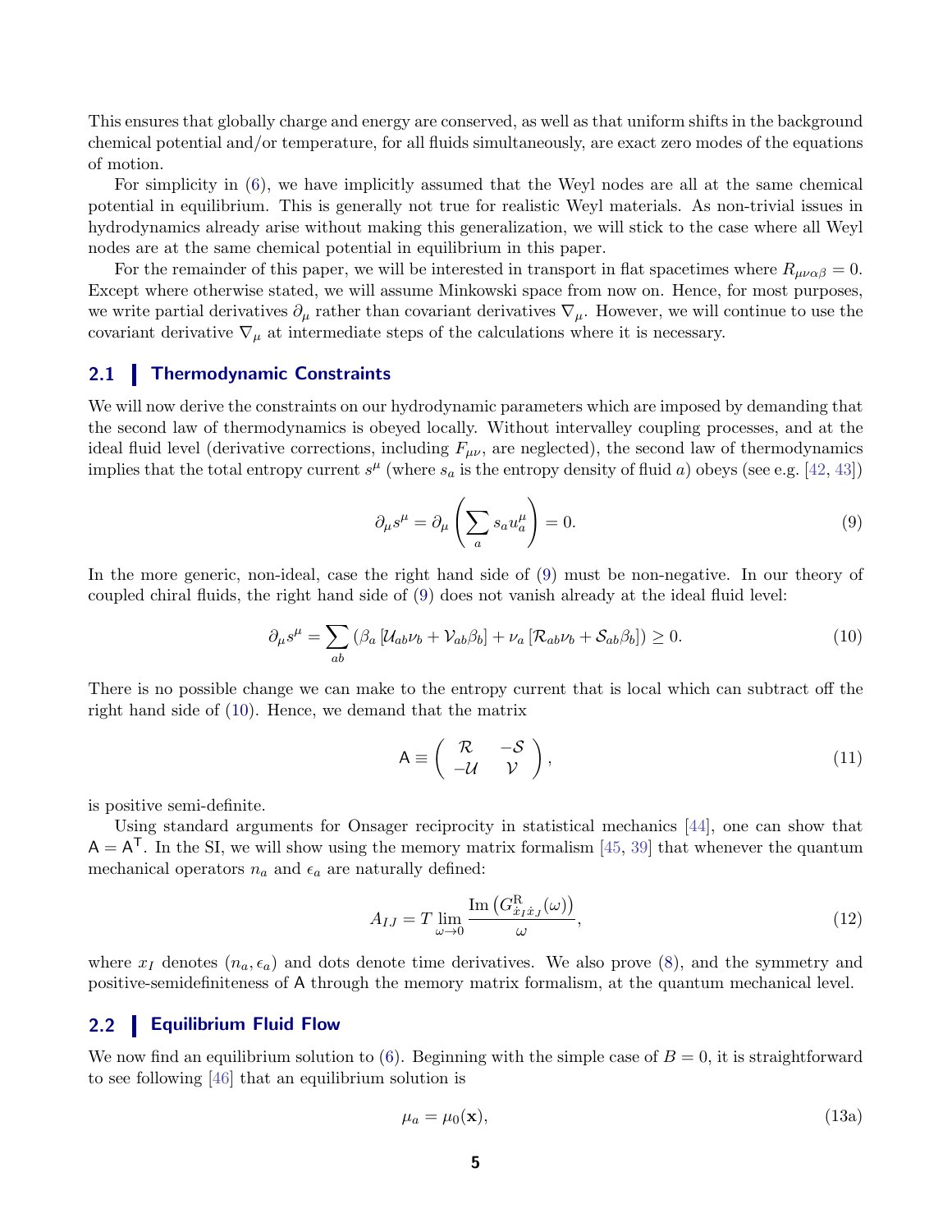This ensures that globally charge and energy are conserved, as well as that uniform shifts in the background chemical potential and/or temperature, for all fluids simultaneously, are exact zero modes of the equations of motion.

For simplicity in (6), we have implicitly assumed that the Weyl nodes are all at the same chemical potential in equilibrium. This is generally not true for realistic Weyl materials. As non-trivial issues in hydrodynamics already arise without making this generalization, we will stick to the case where all Weyl nodes are at the same chemical potential in equilibrium in this paper.

For the remainder of this paper, we will be interested in transport in flat spacetimes where $R_{\mu\nu\alpha\beta} = 0$. Except where otherwise stated, we will assume Minkowski space from now on. Hence, for most purposes, we write partial derivatives $\partial_\mu$ rather than covariant derivatives $\nabla_\mu$. However, we will continue to use the covariant derivative $\nabla_\mu$ at intermediate steps of the calculations where it is necessary.

## 2.1 Thermodynamic Constraints

We will now derive the constraints on our hydrodynamic parameters which are imposed by demanding that the second law of thermodynamics is obeyed locally. Without intervalley coupling processes, and at the ideal fluid level (derivative corrections, including $F_{\mu\nu}$, are neglected), the second law of thermodynamics implies that the total entropy current $s^\mu$ (where $s_a$ is the entropy density of fluid $a$) obeys (see e.g. [42, 43])

$$\partial_\mu s^\mu = \partial_\mu \left( \sum_a s_a u_a^\mu \right) = 0. \tag{9}$$

In the more generic, non-ideal, case the right hand side of (9) must be non-negative. In our theory of coupled chiral fluids, the right hand side of (9) does not vanish already at the ideal fluid level:

$$\partial_\mu s^\mu = \sum_{ab} \left( \beta_a \left[ \mathcal{U}_{ab}\nu_b + \mathcal{V}_{ab}\beta_b \right] + \nu_a \left[ \mathcal{R}_{ab}\nu_b + \mathcal{S}_{ab}\beta_b \right] \right) \geq 0. \tag{10}$$

There is no possible change we can make to the entropy current that is local which can subtract off the right hand side of (10). Hence, we demand that the matrix

$$\mathsf{A} \equiv \begin{pmatrix} \mathcal{R} & -\mathcal{S} \\ -\mathcal{U} & \mathcal{V} \end{pmatrix}, \tag{11}$$

is positive semi-definite.

Using standard arguments for Onsager reciprocity in statistical mechanics [44], one can show that $\mathsf{A} = \mathsf{A}^\mathsf{T}$. In the SI, we will show using the memory matrix formalism [45, 39] that whenever the quantum mechanical operators $n_a$ and $\epsilon_a$ are naturally defined:

$$A_{IJ} = T \lim_{\omega \to 0} \frac{\mathrm{Im}\left( G^{\mathrm{R}}_{\dot{x}_I \dot{x}_J}(\omega) \right)}{\omega}, \tag{12}$$

where $x_I$ denotes $(n_a, \epsilon_a)$ and dots denote time derivatives. We also prove (8), and the symmetry and positive-semidefiniteness of $\mathsf{A}$ through the memory matrix formalism, at the quantum mechanical level.

## 2.2 Equilibrium Fluid Flow

We now find an equilibrium solution to (6). Beginning with the simple case of $B = 0$, it is straightforward to see following [46] that an equilibrium solution is

$$\mu_a = \mu_0(\mathbf{x}), \tag{13a}$$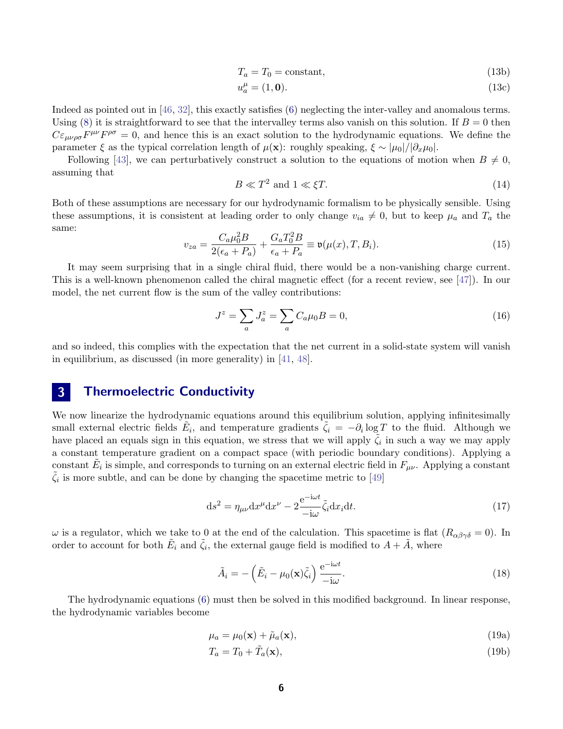$$T_a = T_0 = \text{constant}, \tag{13b}$$

$$u_a^\mu = (1, \mathbf{0}). \tag{13c}$$

Indeed as pointed out in [46, 32], this exactly satisfies (6) neglecting the inter-valley and anomalous terms. Using (8) it is straightforward to see that the intervalley terms also vanish on this solution. If $B = 0$ then $C\varepsilon_{\mu\nu\rho\sigma}F^{\mu\nu}F^{\rho\sigma} = 0$, and hence this is an exact solution to the hydrodynamic equations. We define the parameter $\xi$ as the typical correlation length of $\mu(\mathbf{x})$: roughly speaking, $\xi \sim |\mu_0|/|\partial_x \mu_0|$.

Following [43], we can perturbatively construct a solution to the equations of motion when $B \neq 0$, assuming that

$$B \ll T^2 \text{ and } 1 \ll \xi T. \tag{14}$$

Both of these assumptions are necessary for our hydrodynamic formalism to be physically sensible. Using these assumptions, it is consistent at leading order to only change $v_{ia} \neq 0$, but to keep $\mu_a$ and $T_a$ the same:

$$v_{za} = \frac{C_a \mu_0^2 B}{2(\epsilon_a + P_a)} + \frac{G_a T_0^2 B}{\epsilon_a + P_a} \equiv \mathfrak{v}(\mu(x), T, B_i). \tag{15}$$

It may seem surprising that in a single chiral fluid, there would be a non-vanishing charge current. This is a well-known phenomenon called the chiral magnetic effect (for a recent review, see [47]). In our model, the net current flow is the sum of the valley contributions:

$$J^z = \sum_a J_a^z = \sum_a C_a \mu_0 B = 0, \tag{16}$$

and so indeed, this complies with the expectation that the net current in a solid-state system will vanish in equilibrium, as discussed (in more generality) in [41, 48].

# 3 Thermoelectric Conductivity

We now linearize the hydrodynamic equations around this equilibrium solution, applying infinitesimally small external electric fields $\tilde{E}_i$, and temperature gradients $\tilde{\zeta}_i = -\partial_i \log T$ to the fluid. Although we have placed an equals sign in this equation, we stress that we will apply $\tilde{\zeta}_i$ in such a way we may apply a constant temperature gradient on a compact space (with periodic boundary conditions). Applying a constant $\tilde{E}_i$ is simple, and corresponds to turning on an external electric field in $F_{\mu\nu}$. Applying a constant $\tilde{\zeta}_i$ is more subtle, and can be done by changing the spacetime metric to [49]

$$\mathrm{d}s^2 = \eta_{\mu\nu}\mathrm{d}x^\mu \mathrm{d}x^\nu - 2\frac{\mathrm{e}^{-\mathrm{i}\omega t}}{-\mathrm{i}\omega}\tilde{\zeta}_i \mathrm{d}x_i \mathrm{d}t. \tag{17}$$

$\omega$ is a regulator, which we take to 0 at the end of the calculation. This spacetime is flat ($R_{\alpha\beta\gamma\delta} = 0$). In order to account for both $\tilde{E}_i$ and $\tilde{\zeta}_i$, the external gauge field is modified to $A + \tilde{A}$, where

$$\tilde{A}_i = -\left(\tilde{E}_i - \mu_0(\mathbf{x})\tilde{\zeta}_i\right)\frac{\mathrm{e}^{-\mathrm{i}\omega t}}{-\mathrm{i}\omega}. \tag{18}$$

The hydrodynamic equations (6) must then be solved in this modified background. In linear response, the hydrodynamic variables become

$$\mu_a = \mu_0(\mathbf{x}) + \tilde{\mu}_a(\mathbf{x}), \tag{19a}$$

$$T_a = T_0 + \tilde{T}_a(\mathbf{x}), \tag{19b}$$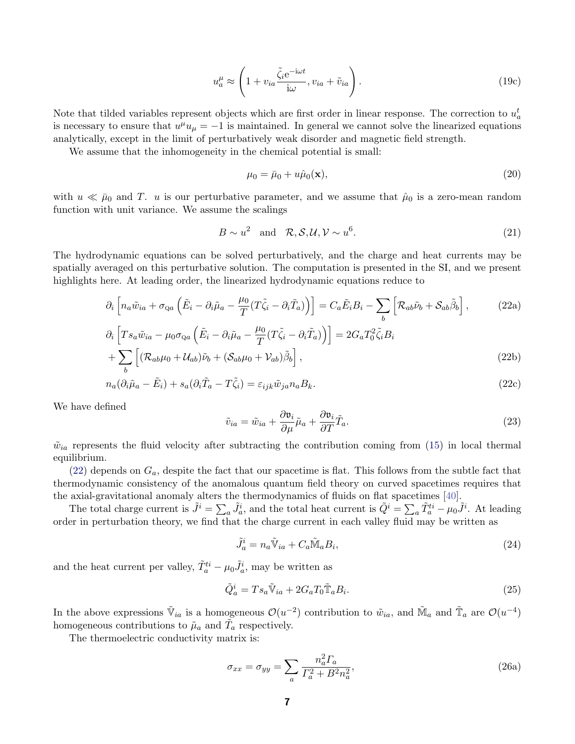$$u_a^\mu \approx \left(1 + v_{ia}\frac{\tilde{\zeta}_i \mathrm{e}^{-\mathrm{i}\omega t}}{\mathrm{i}\omega}, v_{ia} + \tilde{v}_{ia}\right). \tag{19c}$$

Note that tilded variables represent objects which are first order in linear response. The correction to $u_a^t$ is necessary to ensure that $u^\mu u_\mu = -1$ is maintained. In general we cannot solve the linearized equations analytically, except in the limit of perturbatively weak disorder and magnetic field strength.

We assume that the inhomogeneity in the chemical potential is small:

$$\mu_0 = \bar{\mu}_0 + u\hat{\mu}_0(\mathbf{x}), \tag{20}$$

with $u \ll \bar{\mu}_0$ and $T$. $u$ is our perturbative parameter, and we assume that $\hat{\mu}_0$ is a zero-mean random function with unit variance. We assume the scalings

$$B \sim u^2 \quad \text{and} \quad \mathcal{R}, \mathcal{S}, \mathcal{U}, \mathcal{V} \sim u^6. \tag{21}$$

The hydrodynamic equations can be solved perturbatively, and the charge and heat currents may be spatially averaged on this perturbative solution. The computation is presented in the SI, and we present highlights here. At leading order, the linearized hydrodynamic equations reduce to

$$\partial_i \left[ n_a \tilde{w}_{ia} + \sigma_{\mathrm{Q}a}\left(\tilde{E}_i - \partial_i\tilde{\mu}_a - \frac{\mu_0}{T}(T\tilde{\zeta}_i - \partial_i \tilde{T}_a)\right)\right] = C_a \tilde{E}_i B_i - \sum_b \left[\mathcal{R}_{ab}\tilde{\nu}_b + \mathcal{S}_{ab}\tilde{\beta}_b\right], \tag{22a}$$

$$\partial_i \left[ T s_a \tilde{w}_{ia} - \mu_0\sigma_{\mathrm{Q}a}\left(\tilde{E}_i - \partial_i\tilde{\mu}_a - \frac{\mu_0}{T}(T\tilde{\zeta}_i - \partial_i \tilde{T}_a)\right)\right] = 2G_a T_0^2 \tilde{\zeta}_i B_i$$
$$+ \sum_b \left[(\mathcal{R}_{ab}\mu_0 + \mathcal{U}_{ab})\tilde{\nu}_b + (\mathcal{S}_{ab}\mu_0 + \mathcal{V}_{ab})\tilde{\beta}_b\right], \tag{22b}$$

$$n_a(\partial_i\tilde{\mu}_a - \tilde{E}_i) + s_a(\partial_i \tilde{T}_a - T\tilde{\zeta}_i) = \varepsilon_{ijk}\tilde{w}_{ja} n_a B_k. \tag{22c}$$

We have defined

$$\tilde{v}_{ia} = \tilde{w}_{ia} + \frac{\partial \mathfrak{v}_i}{\partial \mu}\tilde{\mu}_a + \frac{\partial \mathfrak{v}_i}{\partial T}\tilde{T}_a. \tag{23}$$

$\tilde{w}_{ia}$ represents the fluid velocity after subtracting the contribution coming from (15) in local thermal equilibrium.

(22) depends on $G_a$, despite the fact that our spacetime is flat. This follows from the subtle fact that thermodynamic consistency of the anomalous quantum field theory on curved spacetimes requires that the axial-gravitational anomaly alters the thermodynamics of fluids on flat spacetimes [40].

The total charge current is $\tilde{J}^i = \sum_a \tilde{J}^i_a$, and the total heat current is $\tilde{Q}^i = \sum_a \tilde{T}^{ti}_a - \mu_0 \tilde{J}^i$. At leading order in perturbation theory, we find that the charge current in each valley fluid may be written as

$$\tilde{J}^i_a = n_a \tilde{\mathbb{V}}_{ia} + C_a \tilde{\mathbb{M}}_a B_i, \tag{24}$$

and the heat current per valley, $\tilde{T}^{ti}_a - \mu_0\tilde{J}^i_a$, may be written as

$$\tilde{Q}^i_a = T s_a \tilde{\mathbb{V}}_{ia} + 2G_a T_0 \tilde{\mathbb{T}}_a B_i. \tag{25}$$

In the above expressions $\tilde{\mathbb{V}}_{ia}$ is a homogeneous $\mathcal{O}(u^{-2})$ contribution to $\tilde{w}_{ia}$, and $\tilde{\mathbb{M}}_a$ and $\tilde{\mathbb{T}}_a$ are $\mathcal{O}(u^{-4})$ homogeneous contributions to $\tilde{\mu}_a$ and $\tilde{T}_a$ respectively.

The thermoelectric conductivity matrix is:

$$\sigma_{xx} = \sigma_{yy} = \sum_a \frac{n_a^2 \Gamma_a}{\Gamma_a^2 + B^2 n_a^2}, \tag{26a}$$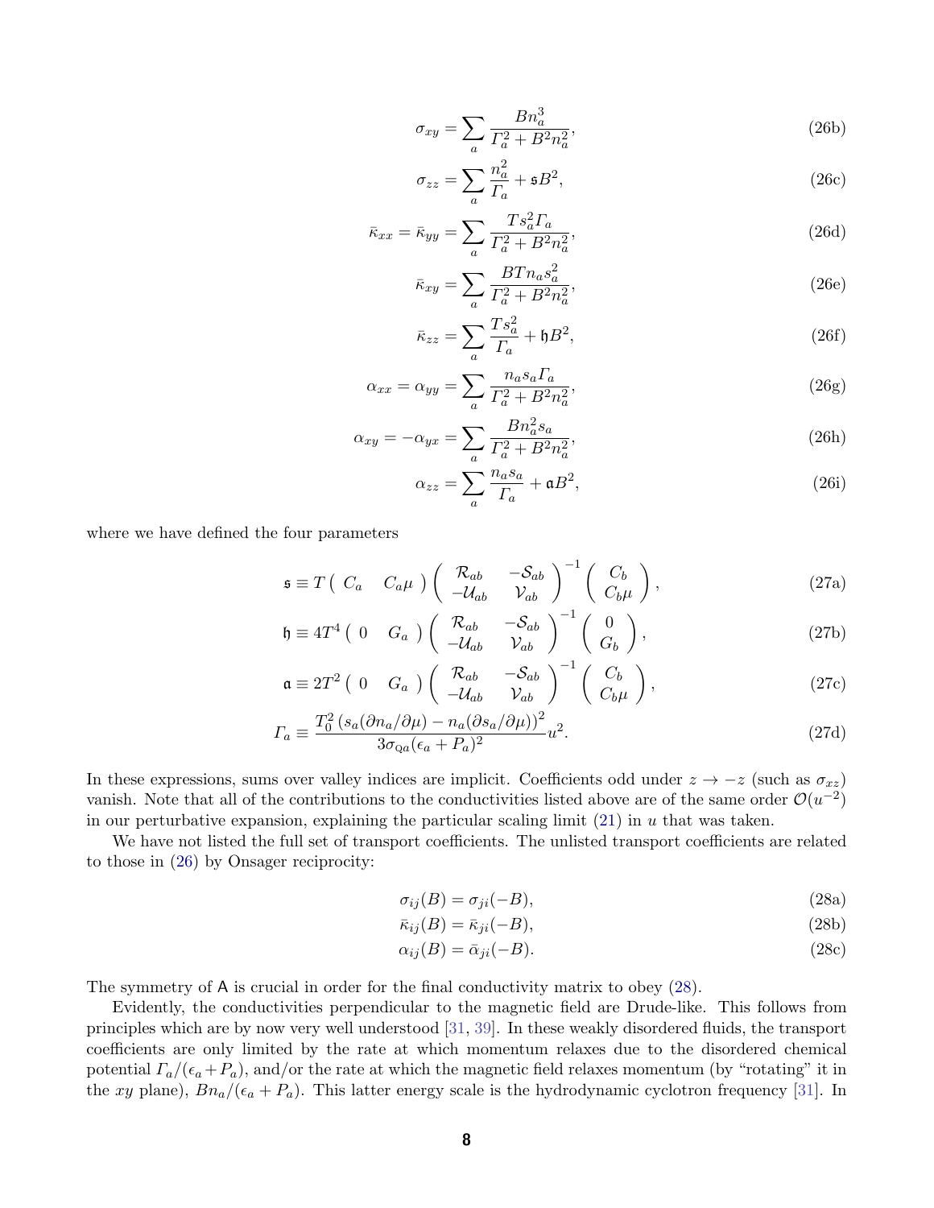$$\sigma_{xy} = \sum_a \frac{Bn_a^3}{\mathit{\Gamma}_a^2 + B^2 n_a^2}, \tag{26b}$$

$$\sigma_{zz} = \sum_a \frac{n_a^2}{\mathit{\Gamma}_a} + \mathfrak{s}B^2, \tag{26c}$$

$$\bar{\kappa}_{xx} = \bar{\kappa}_{yy} = \sum_a \frac{Ts_a^2 \mathit{\Gamma}_a}{\mathit{\Gamma}_a^2 + B^2 n_a^2}, \tag{26d}$$

$$\bar{\kappa}_{xy} = \sum_a \frac{BTn_a s_a^2}{\mathit{\Gamma}_a^2 + B^2 n_a^2}, \tag{26e}$$

$$\bar{\kappa}_{zz} = \sum_a \frac{Ts_a^2}{\mathit{\Gamma}_a} + \mathfrak{h}B^2, \tag{26f}$$

$$\alpha_{xx} = \alpha_{yy} = \sum_a \frac{n_a s_a \mathit{\Gamma}_a}{\mathit{\Gamma}_a^2 + B^2 n_a^2}, \tag{26g}$$

$$\alpha_{xy} = -\alpha_{yx} = \sum_a \frac{Bn_a^2 s_a}{\mathit{\Gamma}_a^2 + B^2 n_a^2}, \tag{26h}$$

$$\alpha_{zz} = \sum_a \frac{n_a s_a}{\mathit{\Gamma}_a} + \mathfrak{a}B^2, \tag{26i}$$

where we have defined the four parameters

$$\mathfrak{s} \equiv T \begin{pmatrix} C_a & C_a\mu \end{pmatrix} \begin{pmatrix} \mathcal{R}_{ab} & -\mathcal{S}_{ab} \\ -\mathcal{U}_{ab} & \mathcal{V}_{ab} \end{pmatrix}^{-1} \begin{pmatrix} C_b \\ C_b\mu \end{pmatrix}, \tag{27a}$$

$$\mathfrak{h} \equiv 4T^4 \begin{pmatrix} 0 & G_a \end{pmatrix} \begin{pmatrix} \mathcal{R}_{ab} & -\mathcal{S}_{ab} \\ -\mathcal{U}_{ab} & \mathcal{V}_{ab} \end{pmatrix}^{-1} \begin{pmatrix} 0 \\ G_b \end{pmatrix}, \tag{27b}$$

$$\mathfrak{a} \equiv 2T^2 \begin{pmatrix} 0 & G_a \end{pmatrix} \begin{pmatrix} \mathcal{R}_{ab} & -\mathcal{S}_{ab} \\ -\mathcal{U}_{ab} & \mathcal{V}_{ab} \end{pmatrix}^{-1} \begin{pmatrix} C_b \\ C_b\mu \end{pmatrix}, \tag{27c}$$

$$\mathit{\Gamma}_a \equiv \frac{T_0^2 \left(s_a(\partial n_a/\partial\mu) - n_a(\partial s_a/\partial\mu)\right)^2}{3\sigma_{\mathrm{Q}a}(\epsilon_a + P_a)^2} u^2. \tag{27d}$$

In these expressions, sums over valley indices are implicit. Coefficients odd under $z \to -z$ (such as $\sigma_{xz}$) vanish. Note that all of the contributions to the conductivities listed above are of the same order $\mathcal{O}(u^{-2})$ in our perturbative expansion, explaining the particular scaling limit (21) in $u$ that was taken.

We have not listed the full set of transport coefficients. The unlisted transport coefficients are related to those in (26) by Onsager reciprocity:

$$\sigma_{ij}(B) = \sigma_{ji}(-B), \tag{28a}$$

$$\bar{\kappa}_{ij}(B) = \bar{\kappa}_{ji}(-B), \tag{28b}$$

$$\alpha_{ij}(B) = \bar{\alpha}_{ji}(-B). \tag{28c}$$

The symmetry of $\mathsf{A}$ is crucial in order for the final conductivity matrix to obey (28).

Evidently, the conductivities perpendicular to the magnetic field are Drude-like. This follows from principles which are by now very well understood [31, 39]. In these weakly disordered fluids, the transport coefficients are only limited by the rate at which momentum relaxes due to the disordered chemical potential $\mathit{\Gamma}_a/(\epsilon_a + P_a)$, and/or the rate at which the magnetic field relaxes momentum (by "rotating" it in the $xy$ plane), $Bn_a/(\epsilon_a + P_a)$. This latter energy scale is the hydrodynamic cyclotron frequency [31]. In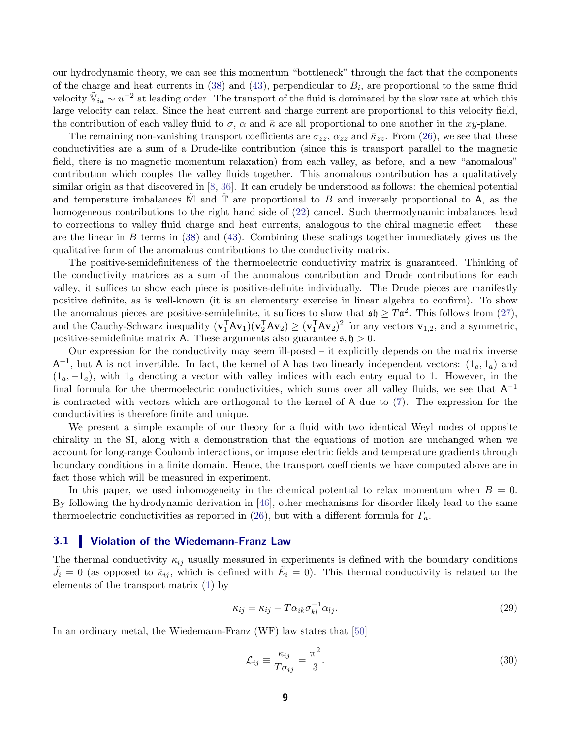our hydrodynamic theory, we can see this momentum "bottleneck" through the fact that the components of the charge and heat currents in (38) and (43), perpendicular to $B_i$, are proportional to the same fluid velocity $\tilde{\mathbb{V}}_{ia} \sim u^{-2}$ at leading order. The transport of the fluid is dominated by the slow rate at which this large velocity can relax. Since the heat current and charge current are proportional to this velocity field, the contribution of each valley fluid to $\sigma$, $\alpha$ and $\bar{\kappa}$ are all proportional to one another in the $xy$-plane.

The remaining non-vanishing transport coefficients are $\sigma_{zz}$, $\alpha_{zz}$ and $\bar{\kappa}_{zz}$. From (26), we see that these conductivities are a sum of a Drude-like contribution (since this is transport parallel to the magnetic field, there is no magnetic momentum relaxation) from each valley, as before, and a new "anomalous" contribution which couples the valley fluids together. This anomalous contribution has a qualitatively similar origin as that discovered in [8, 36]. It can crudely be understood as follows: the chemical potential and temperature imbalances $\tilde{\mathbb{M}}$ and $\tilde{\mathbb{T}}$ are proportional to $B$ and inversely proportional to $\mathsf{A}$, as the homogeneous contributions to the right hand side of (22) cancel. Such thermodynamic imbalances lead to corrections to valley fluid charge and heat currents, analogous to the chiral magnetic effect – these are the linear in $B$ terms in (38) and (43). Combining these scalings together immediately gives us the qualitative form of the anomalous contributions to the conductivity matrix.

The positive-semidefiniteness of the thermoelectric conductivity matrix is guaranteed. Thinking of the conductivity matrices as a sum of the anomalous contribution and Drude contributions for each valley, it suffices to show each piece is positive-definite individually. The Drude pieces are manifestly positive definite, as is well-known (it is an elementary exercise in linear algebra to confirm). To show the anomalous pieces are positive-semidefinite, it suffices to show that $\mathfrak{s}\mathfrak{h} \geq T\mathfrak{a}^2$. This follows from (27), and the Cauchy-Schwarz inequality $(\mathbf{v}_1^\mathsf{T}\mathsf{A}\mathbf{v}_1)(\mathbf{v}_2^\mathsf{T}\mathsf{A}\mathbf{v}_2) \geq (\mathbf{v}_1^\mathsf{T}\mathsf{A}\mathbf{v}_2)^2$ for any vectors $\mathbf{v}_{1,2}$, and a symmetric, positive-semidefinite matrix $\mathsf{A}$. These arguments also guarantee $\mathfrak{s}, \mathfrak{h} > 0$.

Our expression for the conductivity may seem ill-posed – it explicitly depends on the matrix inverse $\mathsf{A}^{-1}$, but $\mathsf{A}$ is not invertible. In fact, the kernel of $\mathsf{A}$ has two linearly independent vectors: $(1_a, 1_a)$ and $(1_a, -1_a)$, with $1_a$ denoting a vector with valley indices with each entry equal to 1. However, in the final formula for the thermoelectric conductivities, which sums over all valley fluids, we see that $\mathsf{A}^{-1}$ is contracted with vectors which are orthogonal to the kernel of $\mathsf{A}$ due to (7). The expression for the conductivities is therefore finite and unique.

We present a simple example of our theory for a fluid with two identical Weyl nodes of opposite chirality in the SI, along with a demonstration that the equations of motion are unchanged when we account for long-range Coulomb interactions, or impose electric fields and temperature gradients through boundary conditions in a finite domain. Hence, the transport coefficients we have computed above are in fact those which will be measured in experiment.

In this paper, we used inhomogeneity in the chemical potential to relax momentum when $B = 0$. By following the hydrodynamic derivation in [46], other mechanisms for disorder likely lead to the same thermoelectric conductivities as reported in (26), but with a different formula for $\mathit{\Gamma}_a$.

### 3.1 Violation of the Wiedemann-Franz Law

The thermal conductivity $\kappa_{ij}$ usually measured in experiments is defined with the boundary conditions $\tilde{J}_i = 0$ (as opposed to $\bar{\kappa}_{ij}$, which is defined with $\tilde{E}_i = 0$). This thermal conductivity is related to the elements of the transport matrix (1) by

$$\kappa_{ij} = \bar{\kappa}_{ij} - T\bar{\alpha}_{ik}\sigma^{-1}_{kl}\alpha_{lj}. \tag{29}$$

In an ordinary metal, the Wiedemann-Franz (WF) law states that [50]

$$\mathcal{L}_{ij} \equiv \frac{\kappa_{ij}}{T\sigma_{ij}} = \frac{\pi^2}{3}. \tag{30}$$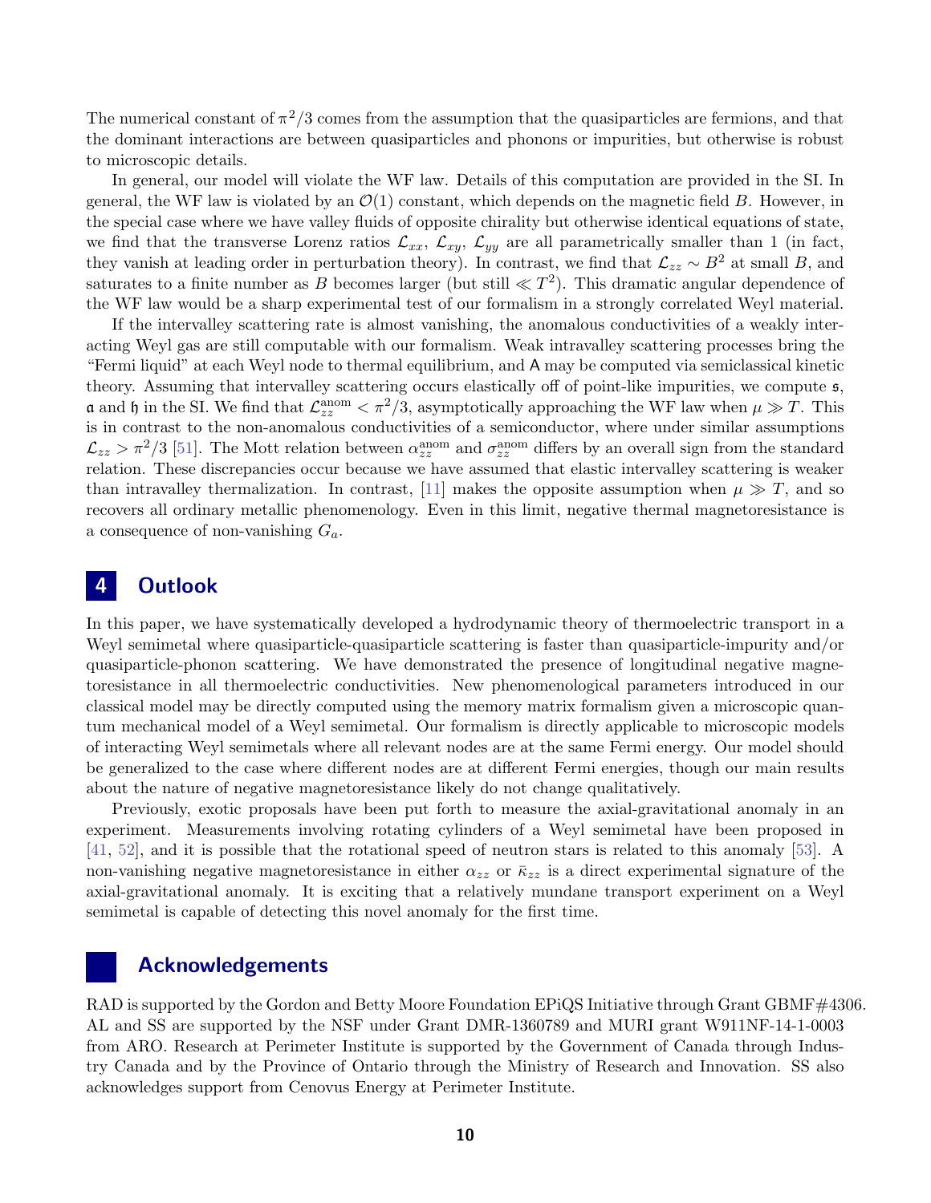The numerical constant of $\pi^2/3$ comes from the assumption that the quasiparticles are fermions, and that the dominant interactions are between quasiparticles and phonons or impurities, but otherwise is robust to microscopic details.

In general, our model will violate the WF law. Details of this computation are provided in the SI. In general, the WF law is violated by an $\mathcal{O}(1)$ constant, which depends on the magnetic field $B$. However, in the special case where we have valley fluids of opposite chirality but otherwise identical equations of state, we find that the transverse Lorenz ratios $\mathcal{L}_{xx}$, $\mathcal{L}_{xy}$, $\mathcal{L}_{yy}$ are all parametrically smaller than 1 (in fact, they vanish at leading order in perturbation theory). In contrast, we find that $\mathcal{L}_{zz} \sim B^2$ at small $B$, and saturates to a finite number as $B$ becomes larger (but still $\ll T^2$). This dramatic angular dependence of the WF law would be a sharp experimental test of our formalism in a strongly correlated Weyl material.

If the intervalley scattering rate is almost vanishing, the anomalous conductivities of a weakly interacting Weyl gas are still computable with our formalism. Weak intravalley scattering processes bring the "Fermi liquid" at each Weyl node to thermal equilibrium, and $\mathsf{A}$ may be computed via semiclassical kinetic theory. Assuming that intervalley scattering occurs elastically off of point-like impurities, we compute $\mathfrak{s}$, $\mathfrak{a}$ and $\mathfrak{h}$ in the SI. We find that $\mathcal{L}^{\mathrm{anom}}_{zz} < \pi^2/3$, asymptotically approaching the WF law when $\mu \gg T$. This is in contrast to the non-anomalous conductivities of a semiconductor, where under similar assumptions $\mathcal{L}_{zz} > \pi^2/3$ [51]. The Mott relation between $\alpha^{\mathrm{anom}}_{zz}$ and $\sigma^{\mathrm{anom}}_{zz}$ differs by an overall sign from the standard relation. These discrepancies occur because we have assumed that elastic intervalley scattering is weaker than intravalley thermalization. In contrast, [11] makes the opposite assumption when $\mu \gg T$, and so recovers all ordinary metallic phenomenology. Even in this limit, negative thermal magnetoresistance is a consequence of non-vanishing $G_a$.

# 4 Outlook

In this paper, we have systematically developed a hydrodynamic theory of thermoelectric transport in a Weyl semimetal where quasiparticle-quasiparticle scattering is faster than quasiparticle-impurity and/or quasiparticle-phonon scattering. We have demonstrated the presence of longitudinal negative magnetoresistance in all thermoelectric conductivities. New phenomenological parameters introduced in our classical model may be directly computed using the memory matrix formalism given a microscopic quantum mechanical model of a Weyl semimetal. Our formalism is directly applicable to microscopic models of interacting Weyl semimetals where all relevant nodes are at the same Fermi energy. Our model should be generalized to the case where different nodes are at different Fermi energies, though our main results about the nature of negative magnetoresistance likely do not change qualitatively.

Previously, exotic proposals have been put forth to measure the axial-gravitational anomaly in an experiment. Measurements involving rotating cylinders of a Weyl semimetal have been proposed in [41, 52], and it is possible that the rotational speed of neutron stars is related to this anomaly [53]. A non-vanishing negative magnetoresistance in either $\alpha_{zz}$ or $\bar{\kappa}_{zz}$ is a direct experimental signature of the axial-gravitational anomaly. It is exciting that a relatively mundane transport experiment on a Weyl semimetal is capable of detecting this novel anomaly for the first time.

# Acknowledgements

RAD is supported by the Gordon and Betty Moore Foundation EPiQS Initiative through Grant GBMF#4306. AL and SS are supported by the NSF under Grant DMR-1360789 and MURI grant W911NF-14-1-0003 from ARO. Research at Perimeter Institute is supported by the Government of Canada through Industry Canada and by the Province of Ontario through the Ministry of Research and Innovation. SS also acknowledges support from Cenovus Energy at Perimeter Institute.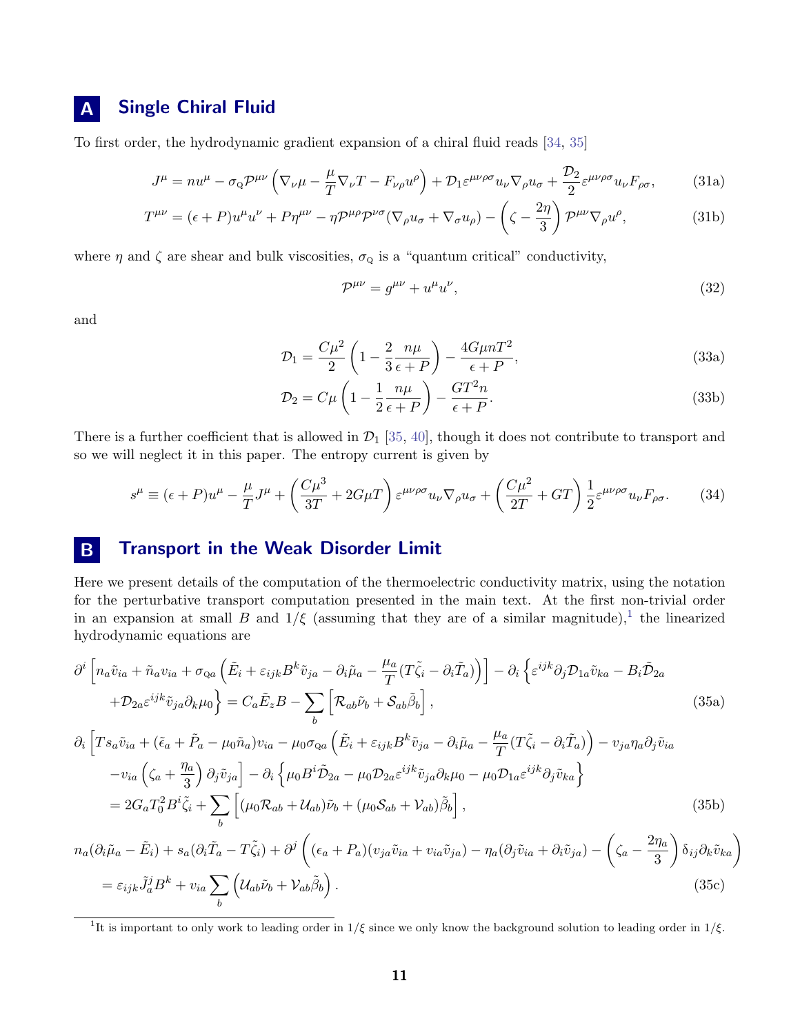# A Single Chiral Fluid

To first order, the hydrodynamic gradient expansion of a chiral fluid reads [34, 35]

$$J^\mu = nu^\mu - \sigma_{\text{Q}}\mathcal{P}^{\mu\nu}\left(\nabla_\nu\mu - \frac{\mu}{T}\nabla_\nu T - F_{\nu\rho}u^\rho\right) + \mathcal{D}_1\varepsilon^{\mu\nu\rho\sigma}u_\nu\nabla_\rho u_\sigma + \frac{\mathcal{D}_2}{2}\varepsilon^{\mu\nu\rho\sigma}u_\nu F_{\rho\sigma}, \tag{31a}$$

$$T^{\mu\nu} = (\epsilon+P)u^\mu u^\nu + P\eta^{\mu\nu} - \eta\mathcal{P}^{\mu\rho}\mathcal{P}^{\nu\sigma}(\nabla_\rho u_\sigma + \nabla_\sigma u_\rho) - \left(\zeta - \frac{2\eta}{3}\right)\mathcal{P}^{\mu\nu}\nabla_\rho u^\rho, \tag{31b}$$

where $\eta$ and $\zeta$ are shear and bulk viscosities, $\sigma_{\text{Q}}$ is a "quantum critical" conductivity,

$$\mathcal{P}^{\mu\nu} = g^{\mu\nu} + u^\mu u^\nu, \tag{32}$$

and

$$\mathcal{D}_1 = \frac{C\mu^2}{2}\left(1 - \frac{2}{3}\frac{n\mu}{\epsilon+P}\right) - \frac{4G\mu nT^2}{\epsilon+P}, \tag{33a}$$

$$\mathcal{D}_2 = C\mu\left(1 - \frac{1}{2}\frac{n\mu}{\epsilon+P}\right) - \frac{GT^2 n}{\epsilon+P}. \tag{33b}$$

There is a further coefficient that is allowed in $\mathcal{D}_1$ [35, 40], though it does not contribute to transport and so we will neglect it in this paper. The entropy current is given by

$$s^\mu \equiv (\epsilon+P)u^\mu - \frac{\mu}{T}J^\mu + \left(\frac{C\mu^3}{3T} + 2G\mu T\right)\varepsilon^{\mu\nu\rho\sigma}u_\nu\nabla_\rho u_\sigma + \left(\frac{C\mu^2}{2T} + GT\right)\frac{1}{2}\varepsilon^{\mu\nu\rho\sigma}u_\nu F_{\rho\sigma}. \tag{34}$$

# B Transport in the Weak Disorder Limit

Here we present details of the computation of the thermoelectric conductivity matrix, using the notation for the perturbative transport computation presented in the main text. At the first non-trivial order in an expansion at small $B$ and $1/\xi$ (assuming that they are of a similar magnitude),[1] the linearized hydrodynamic equations are

$$\begin{aligned}
&\partial^i\left[n_a\tilde{v}_{ia} + \tilde{n}_a v_{ia} + \sigma_{\text{Q}a}\left(\tilde{E}_i + \varepsilon_{ijk}B^k\tilde{v}_{ja} - \partial_i\tilde{\mu}_a - \frac{\mu_a}{T}(T\tilde{\zeta}_i - \partial_i\tilde{T}_a)\right)\right] - \partial_i\left\{\varepsilon^{ijk}\partial_j\mathcal{D}_{1a}\tilde{v}_{ka} - B_i\tilde{\mathcal{D}}_{2a}\right. \\
&\qquad \left.+\mathcal{D}_{2a}\varepsilon^{ijk}\tilde{v}_{ja}\partial_k\mu_0\right\} = C_a\tilde{E}_z B - \sum_b\left[\mathcal{R}_{ab}\tilde{\nu}_b + \mathcal{S}_{ab}\tilde{\beta}_b\right],
\end{aligned} \tag{35a}$$

$$\begin{aligned}
&\partial_i\left[Ts_a\tilde{v}_{ia} + (\tilde{\epsilon}_a + \tilde{P}_a - \mu_0\tilde{n}_a)v_{ia} - \mu_0\sigma_{\text{Q}a}\left(\tilde{E}_i + \varepsilon_{ijk}B^k\tilde{v}_{ja} - \partial_i\tilde{\mu}_a - \frac{\mu_a}{T}(T\tilde{\zeta}_i - \partial_i\tilde{T}_a)\right) - v_{ja}\eta_a\partial_j\tilde{v}_{ia}\right. \\
&\qquad \left.-v_{ia}\left(\zeta_a + \frac{\eta_a}{3}\right)\partial_j\tilde{v}_{ja}\right] - \partial_i\left\{\mu_0 B^i\tilde{\mathcal{D}}_{2a} - \mu_0\mathcal{D}_{2a}\varepsilon^{ijk}\tilde{v}_{ja}\partial_k\mu_0 - \mu_0\mathcal{D}_{1a}\varepsilon^{ijk}\partial_j\tilde{v}_{ka}\right\} \\
&\qquad = 2G_a T_0^2 B^i\tilde{\zeta}_i + \sum_b\left[(\mu_0\mathcal{R}_{ab} + \mathcal{U}_{ab})\tilde{\nu}_b + (\mu_0\mathcal{S}_{ab} + \mathcal{V}_{ab})\tilde{\beta}_b\right],
\end{aligned} \tag{35b}$$

$$\begin{aligned}
&n_a(\partial_i\tilde{\mu}_a - \tilde{E}_i) + s_a(\partial_i\tilde{T}_a - T\tilde{\zeta}_i) + \partial^j\left((\epsilon_a + P_a)(v_{ja}\tilde{v}_{ia} + v_{ia}\tilde{v}_{ja}) - \eta_a(\partial_j\tilde{v}_{ia} + \partial_i\tilde{v}_{ja}) - \left(\zeta_a - \frac{2\eta_a}{3}\right)\delta_{ij}\partial_k\tilde{v}_{ka}\right) \\
&\qquad = \varepsilon_{ijk}\tilde{J}_a^j B^k + v_{ia}\sum_b\left(\mathcal{U}_{ab}\tilde{\nu}_b + \mathcal{V}_{ab}\tilde{\beta}_b\right).
\end{aligned} \tag{35c}$$

---

[1] It is important to only work to leading order in $1/\xi$ since we only know the background solution to leading order in $1/\xi$.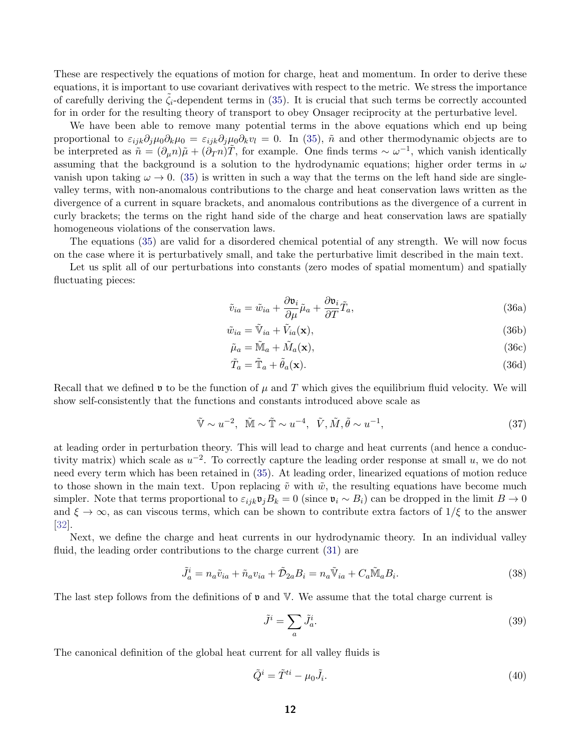These are respectively the equations of motion for charge, heat and momentum. In order to derive these equations, it is important to use covariant derivatives with respect to the metric. We stress the importance of carefully deriving the $\tilde{\zeta}_i$-dependent terms in (35). It is crucial that such terms be correctly accounted for in order for the resulting theory of transport to obey Onsager reciprocity at the perturbative level.

We have been able to remove many potential terms in the above equations which end up being proportional to $\varepsilon_{ijk}\partial_j\mu_0\partial_k\mu_0 = \varepsilon_{ijk}\partial_j\mu_0\partial_k v_l = 0$. In (35), $\tilde{n}$ and other thermodynamic objects are to be interpreted as $\tilde{n} = (\partial_\mu n)\tilde{\mu} + (\partial_T n)\tilde{T}$, for example. One finds terms $\sim \omega^{-1}$, which vanish identically assuming that the background is a solution to the hydrodynamic equations; higher order terms in $\omega$ vanish upon taking $\omega \to 0$. (35) is written in such a way that the terms on the left hand side are single-valley terms, with non-anomalous contributions to the charge and heat conservation laws written as the divergence of a current in square brackets, and anomalous contributions as the divergence of a current in curly brackets; the terms on the right hand side of the charge and heat conservation laws are spatially homogeneous violations of the conservation laws.

The equations (35) are valid for a disordered chemical potential of any strength. We will now focus on the case where it is perturbatively small, and take the perturbative limit described in the main text.

Let us split all of our perturbations into constants (zero modes of spatial momentum) and spatially fluctuating pieces:

$$\tilde{v}_{ia} = \tilde{w}_{ia} + \frac{\partial \mathfrak{v}_i}{\partial \mu}\tilde{\mu}_a + \frac{\partial \mathfrak{v}_i}{\partial T}\tilde{T}_a, \tag{36a}$$

$$\tilde{w}_{ia} = \tilde{\mathbb{V}}_{ia} + \tilde{V}_{ia}(\mathbf{x}), \tag{36b}$$

$$\tilde{\mu}_a = \tilde{\mathbb{M}}_a + \tilde{M}_a(\mathbf{x}), \tag{36c}$$

$$\tilde{T}_a = \tilde{\mathbb{T}}_a + \tilde{\theta}_a(\mathbf{x}). \tag{36d}$$

Recall that we defined $\mathfrak{v}$ to be the function of $\mu$ and $T$ which gives the equilibrium fluid velocity. We will show self-consistently that the functions and constants introduced above scale as

$$\tilde{\mathbb{V}} \sim u^{-2}, \;\; \tilde{\mathbb{M}} \sim \tilde{\mathbb{T}} \sim u^{-4}, \;\; \tilde{V}, \tilde{M}, \tilde{\theta} \sim u^{-1}, \tag{37}$$

at leading order in perturbation theory. This will lead to charge and heat currents (and hence a conductivity matrix) which scale as $u^{-2}$. To correctly capture the leading order response at small $u$, we do not need every term which has been retained in (35). At leading order, linearized equations of motion reduce to those shown in the main text. Upon replacing $\tilde{v}$ with $\tilde{w}$, the resulting equations have become much simpler. Note that terms proportional to $\varepsilon_{ijk}\mathfrak{v}_j B_k = 0$ (since $\mathfrak{v}_i \sim B_i$) can be dropped in the limit $B \to 0$ and $\xi \to \infty$, as can viscous terms, which can be shown to contribute extra factors of $1/\xi$ to the answer [32].

Next, we define the charge and heat currents in our hydrodynamic theory. In an individual valley fluid, the leading order contributions to the charge current (31) are

$$\tilde{J}^i_a = n_a\tilde{v}_{ia} + \tilde{n}_a v_{ia} + \tilde{\mathcal{D}}_{2a}B_i = n_a\tilde{\mathbb{V}}_{ia} + C_a\tilde{\mathbb{M}}_a B_i. \tag{38}$$

The last step follows from the definitions of $\mathfrak{v}$ and $\mathbb{V}$. We assume that the total charge current is

$$\tilde{J}^i = \sum_a \tilde{J}^i_a. \tag{39}$$

The canonical definition of the global heat current for all valley fluids is

$$\tilde{Q}^i = \tilde{T}^{ti} - \mu_0\tilde{J}_i. \tag{40}$$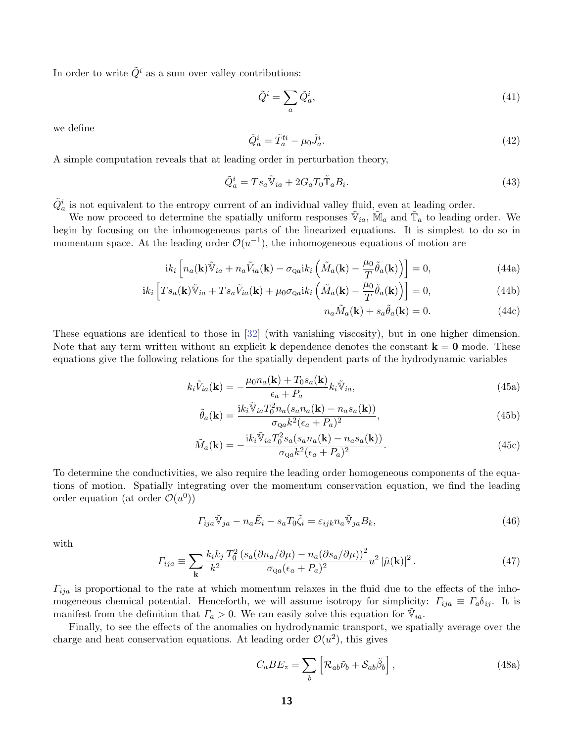In order to write $\tilde{Q}^i$ as a sum over valley contributions:

$$\tilde{Q}^i = \sum_a \tilde{Q}^i_a, \tag{41}$$

we define

$$\tilde{Q}^i_a = \tilde{T}^{ti}_a - \mu_0 \tilde{J}^i_a. \tag{42}$$

A simple computation reveals that at leading order in perturbation theory,

$$\tilde{Q}^i_a = T s_a \tilde{\mathbb{V}}_{ia} + 2 G_a T_0 \tilde{\mathbb{T}}_a B_i. \tag{43}$$

$\tilde{Q}^i_a$ is not equivalent to the entropy current of an individual valley fluid, even at leading order.

We now proceed to determine the spatially uniform responses $\tilde{\mathbb{V}}_{ia}$, $\tilde{\mathbb{M}}_a$ and $\tilde{\mathbb{T}}_a$ to leading order. We begin by focusing on the inhomogeneous parts of the linearized equations. It is simplest to do so in momentum space. At the leading order $\mathcal{O}(u^{-1})$, the inhomogeneous equations of motion are

$$\mathrm{i}k_i \left[ n_a(\mathbf{k}) \tilde{\mathbb{V}}_{ia} + n_a \tilde{V}_{ia}(\mathbf{k}) - \sigma_{\mathrm{Q}a} \mathrm{i}k_i \left( \tilde{M}_a(\mathbf{k}) - \frac{\mu_0}{T} \tilde{\theta}_a(\mathbf{k}) \right) \right] = 0, \tag{44a}$$

$$\mathrm{i}k_i \left[ T s_a(\mathbf{k}) \tilde{\mathbb{V}}_{ia} + T s_a \tilde{V}_{ia}(\mathbf{k}) + \mu_0 \sigma_{\mathrm{Q}a} \mathrm{i}k_i \left( \tilde{M}_a(\mathbf{k}) - \frac{\mu_0}{T} \tilde{\theta}_a(\mathbf{k}) \right) \right] = 0, \tag{44b}$$

$$n_a \tilde{M}_a(\mathbf{k}) + s_a \tilde{\theta}_a(\mathbf{k}) = 0. \tag{44c}$$

These equations are identical to those in [32] (with vanishing viscosity), but in one higher dimension. Note that any term written without an explicit $\mathbf{k}$ dependence denotes the constant $\mathbf{k} = \mathbf{0}$ mode. These equations give the following relations for the spatially dependent parts of the hydrodynamic variables

$$k_i \tilde{V}_{ia}(\mathbf{k}) = -\frac{\mu_0 n_a(\mathbf{k}) + T_0 s_a(\mathbf{k})}{\epsilon_a + P_a} k_i \tilde{\mathbb{V}}_{ia}, \tag{45a}$$

$$\tilde{\theta}_a(\mathbf{k}) = \frac{\mathrm{i}k_i \tilde{\mathbb{V}}_{ia} T_0^2 n_a (s_a n_a(\mathbf{k}) - n_a s_a(\mathbf{k}))}{\sigma_{\mathrm{Q}a} k^2 (\epsilon_a + P_a)^2}, \tag{45b}$$

$$\tilde{M}_a(\mathbf{k}) = -\frac{\mathrm{i}k_i \tilde{\mathbb{V}}_{ia} T_0^2 s_a (s_a n_a(\mathbf{k}) - n_a s_a(\mathbf{k}))}{\sigma_{\mathrm{Q}a} k^2 (\epsilon_a + P_a)^2}. \tag{45c}$$

To determine the conductivities, we also require the leading order homogeneous components of the equations of motion. Spatially integrating over the momentum conservation equation, we find the leading order equation (at order $\mathcal{O}(u^0)$)

$$\mathit{\Gamma}_{ija} \tilde{\mathbb{V}}_{ja} - n_a \tilde{E}_i - s_a T_0 \tilde{\zeta}_i = \varepsilon_{ijk} n_a \tilde{\mathbb{V}}_{ja} B_k, \tag{46}$$

with

$$\mathit{\Gamma}_{ija} \equiv \sum_{\mathbf{k}} \frac{k_i k_j}{k^2} \frac{T_0^2 \left( s_a (\partial n_a / \partial \mu) - n_a (\partial s_a / \partial \mu) \right)^2}{\sigma_{\mathrm{Q}a} (\epsilon_a + P_a)^2} u^2 \left| \hat{\mu}(\mathbf{k}) \right|^2. \tag{47}$$

$\mathit{\Gamma}_{ija}$ is proportional to the rate at which momentum relaxes in the fluid due to the effects of the inhomogeneous chemical potential. Henceforth, we will assume isotropy for simplicity: $\mathit{\Gamma}_{ija} \equiv \mathit{\Gamma}_a \delta_{ij}$. It is manifest from the definition that $\mathit{\Gamma}_a > 0$. We can easily solve this equation for $\tilde{\mathbb{V}}_{ia}$.

Finally, to see the effects of the anomalies on hydrodynamic transport, we spatially average over the charge and heat conservation equations. At leading order $\mathcal{O}(u^2)$, this gives

$$C_a B E_z = \sum_b \left[ \mathcal{R}_{ab} \tilde{\nu}_b + \mathcal{S}_{ab} \tilde{\beta}_b \right], \tag{48a}$$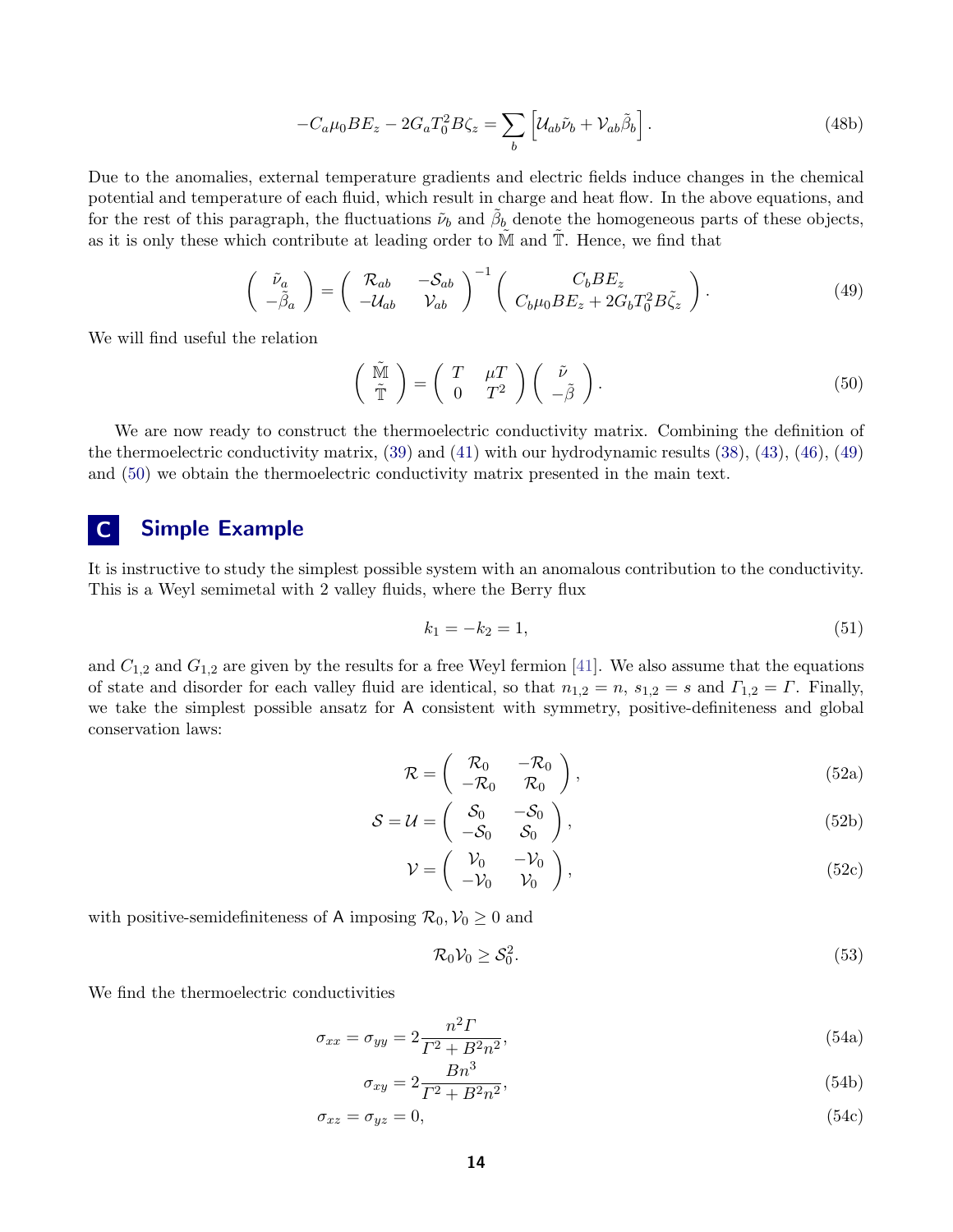$$-C_a\mu_0 BE_z - 2G_a T_0^2 B\zeta_z = \sum_b \left[\mathcal{U}_{ab}\tilde{\nu}_b + \mathcal{V}_{ab}\tilde{\beta}_b\right]. \tag{48b}$$

Due to the anomalies, external temperature gradients and electric fields induce changes in the chemical potential and temperature of each fluid, which result in charge and heat flow. In the above equations, and for the rest of this paragraph, the fluctuations $\tilde{\nu}_b$ and $\tilde{\beta}_b$ denote the homogeneous parts of these objects, as it is only these which contribute at leading order to $\tilde{\mathbb{M}}$ and $\tilde{\mathbb{T}}$. Hence, we find that

$$\begin{pmatrix} \tilde{\nu}_a \\ -\tilde{\beta}_a \end{pmatrix} = \begin{pmatrix} \mathcal{R}_{ab} & -\mathcal{S}_{ab} \\ -\mathcal{U}_{ab} & \mathcal{V}_{ab} \end{pmatrix}^{-1} \begin{pmatrix} C_b BE_z \\ C_b\mu_0 BE_z + 2G_b T_0^2 B\tilde{\zeta}_z \end{pmatrix}. \tag{49}$$

We will find useful the relation

$$\begin{pmatrix} \tilde{\mathbb{M}} \\ \tilde{\mathbb{T}} \end{pmatrix} = \begin{pmatrix} T & \mu T \\ 0 & T^2 \end{pmatrix} \begin{pmatrix} \tilde{\nu} \\ -\tilde{\beta} \end{pmatrix}. \tag{50}$$

We are now ready to construct the thermoelectric conductivity matrix. Combining the definition of the thermoelectric conductivity matrix, (39) and (41) with our hydrodynamic results (38), (43), (46), (49) and (50) we obtain the thermoelectric conductivity matrix presented in the main text.

# C Simple Example

It is instructive to study the simplest possible system with an anomalous contribution to the conductivity. This is a Weyl semimetal with 2 valley fluids, where the Berry flux

$$k_1 = -k_2 = 1, \tag{51}$$

and $C_{1,2}$ and $G_{1,2}$ are given by the results for a free Weyl fermion [41]. We also assume that the equations of state and disorder for each valley fluid are identical, so that $n_{1,2} = n$, $s_{1,2} = s$ and $\Gamma_{1,2} = \Gamma$. Finally, we take the simplest possible ansatz for $\mathsf{A}$ consistent with symmetry, positive-definiteness and global conservation laws:

$$\mathcal{R} = \begin{pmatrix} \mathcal{R}_0 & -\mathcal{R}_0 \\ -\mathcal{R}_0 & \mathcal{R}_0 \end{pmatrix}, \tag{52a}$$

$$\mathcal{S} = \mathcal{U} = \begin{pmatrix} \mathcal{S}_0 & -\mathcal{S}_0 \\ -\mathcal{S}_0 & \mathcal{S}_0 \end{pmatrix}, \tag{52b}$$

$$\mathcal{V} = \begin{pmatrix} \mathcal{V}_0 & -\mathcal{V}_0 \\ -\mathcal{V}_0 & \mathcal{V}_0 \end{pmatrix}, \tag{52c}$$

with positive-semidefiniteness of $\mathsf{A}$ imposing $\mathcal{R}_0, \mathcal{V}_0 \geq 0$ and

$$\mathcal{R}_0\mathcal{V}_0 \geq \mathcal{S}_0^2. \tag{53}$$

We find the thermoelectric conductivities

$$\sigma_{xx} = \sigma_{yy} = 2\frac{n^2\Gamma}{\Gamma^2 + B^2n^2}, \tag{54a}$$

$$\sigma_{xy} = 2\frac{Bn^3}{\Gamma^2 + B^2n^2}, \tag{54b}$$

$$\sigma_{xz} = \sigma_{yz} = 0, \tag{54c}$$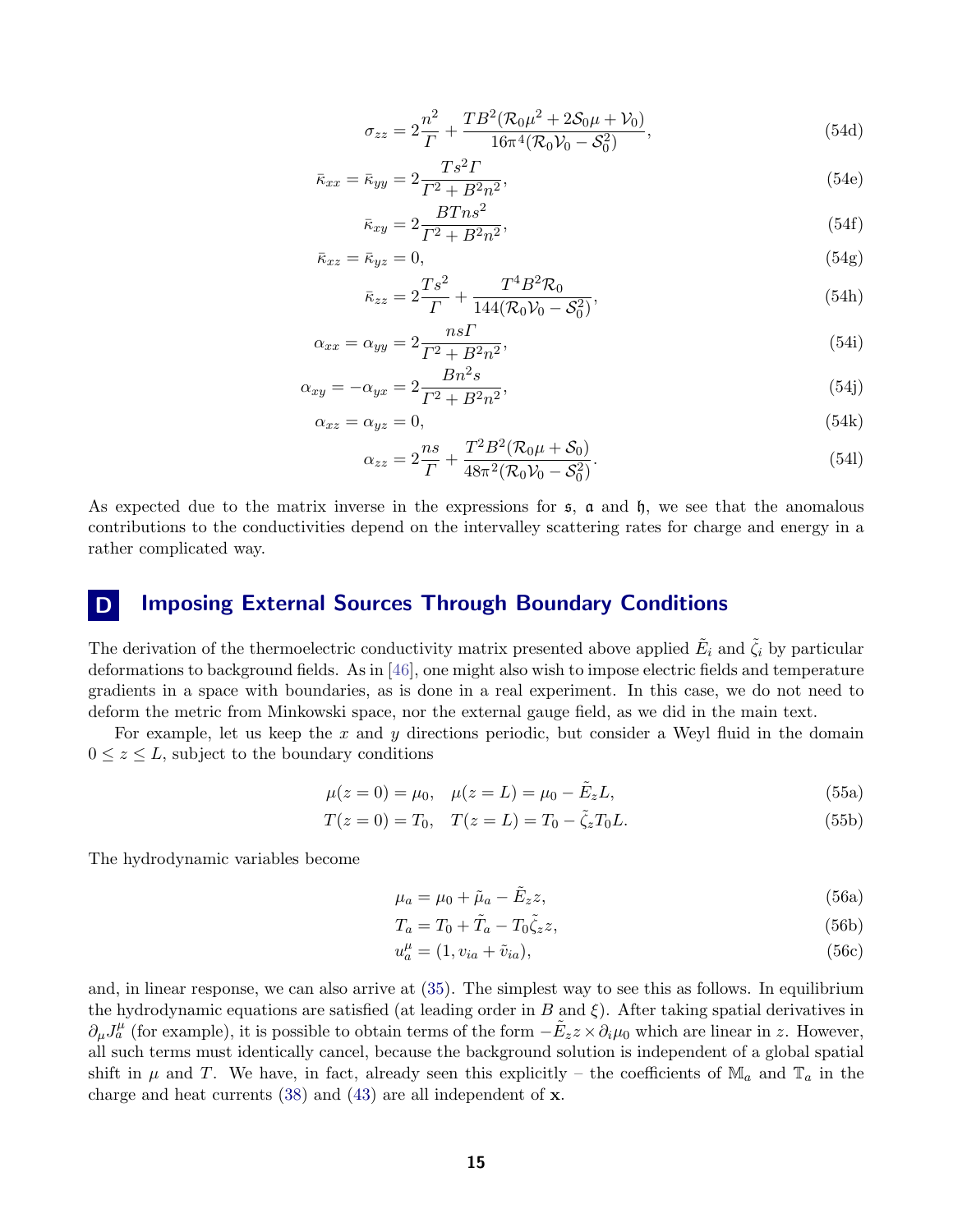$$\sigma_{zz} = 2\frac{n^2}{\Gamma} + \frac{TB^2(\mathcal{R}_0\mu^2 + 2\mathcal{S}_0\mu + \mathcal{V}_0)}{16\pi^4(\mathcal{R}_0\mathcal{V}_0 - \mathcal{S}_0^2)}, \tag{54d}$$

$$\bar{\kappa}_{xx} = \bar{\kappa}_{yy} = 2\frac{Ts^2\Gamma}{\Gamma^2 + B^2n^2}, \tag{54e}$$

$$\bar{\kappa}_{xy} = 2\frac{BTns^2}{\Gamma^2 + B^2n^2}, \tag{54f}$$

$$\bar{\kappa}_{xz} = \bar{\kappa}_{yz} = 0, \tag{54g}$$

$$\bar{\kappa}_{zz} = 2\frac{Ts^2}{\Gamma} + \frac{T^4B^2\mathcal{R}_0}{144(\mathcal{R}_0\mathcal{V}_0 - \mathcal{S}_0^2)}, \tag{54h}$$

$$\alpha_{xx} = \alpha_{yy} = 2\frac{ns\Gamma}{\Gamma^2 + B^2n^2}, \tag{54i}$$

$$\alpha_{xy} = -\alpha_{yx} = 2\frac{Bn^2s}{\Gamma^2 + B^2n^2}, \tag{54j}$$

$$\alpha_{xz} = \alpha_{yz} = 0, \tag{54k}$$

$$\alpha_{zz} = 2\frac{ns}{\Gamma} + \frac{T^2B^2(\mathcal{R}_0\mu + \mathcal{S}_0)}{48\pi^2(\mathcal{R}_0\mathcal{V}_0 - \mathcal{S}_0^2)}. \tag{54l}$$

As expected due to the matrix inverse in the expressions for $\mathfrak{s}$, $\mathfrak{a}$ and $\mathfrak{h}$, we see that the anomalous contributions to the conductivities depend on the intervalley scattering rates for charge and energy in a rather complicated way.

# D Imposing External Sources Through Boundary Conditions

The derivation of the thermoelectric conductivity matrix presented above applied $\tilde{E}_i$ and $\tilde{\zeta}_i$ by particular deformations to background fields. As in [46], one might also wish to impose electric fields and temperature gradients in a space with boundaries, as is done in a real experiment. In this case, we do not need to deform the metric from Minkowski space, nor the external gauge field, as we did in the main text.

For example, let us keep the $x$ and $y$ directions periodic, but consider a Weyl fluid in the domain $0 \le z \le L$, subject to the boundary conditions

$$\mu(z=0) = \mu_0, \quad \mu(z=L) = \mu_0 - \tilde{E}_zL, \tag{55a}$$

$$T(z=0) = T_0, \quad T(z=L) = T_0 - \tilde{\zeta}_zT_0L. \tag{55b}$$

The hydrodynamic variables become

$$\mu_a = \mu_0 + \tilde{\mu}_a - \tilde{E}_zz, \tag{56a}$$

$$T_a = T_0 + \tilde{T}_a - T_0\tilde{\zeta}_zz, \tag{56b}$$

$$u_a^\mu = (1, v_{ia} + \tilde{v}_{ia}), \tag{56c}$$

and, in linear response, we can also arrive at (35). The simplest way to see this as follows. In equilibrium the hydrodynamic equations are satisfied (at leading order in $B$ and $\xi$). After taking spatial derivatives in $\partial_\mu J_a^\mu$ (for example), it is possible to obtain terms of the form $-\tilde{E}_zz \times \partial_i\mu_0$ which are linear in $z$. However, all such terms must identically cancel, because the background solution is independent of a global spatial shift in $\mu$ and $T$. We have, in fact, already seen this explicitly – the coefficients of $\mathbb{M}_a$ and $\mathbb{T}_a$ in the charge and heat currents (38) and (43) are all independent of $\mathbf{x}$.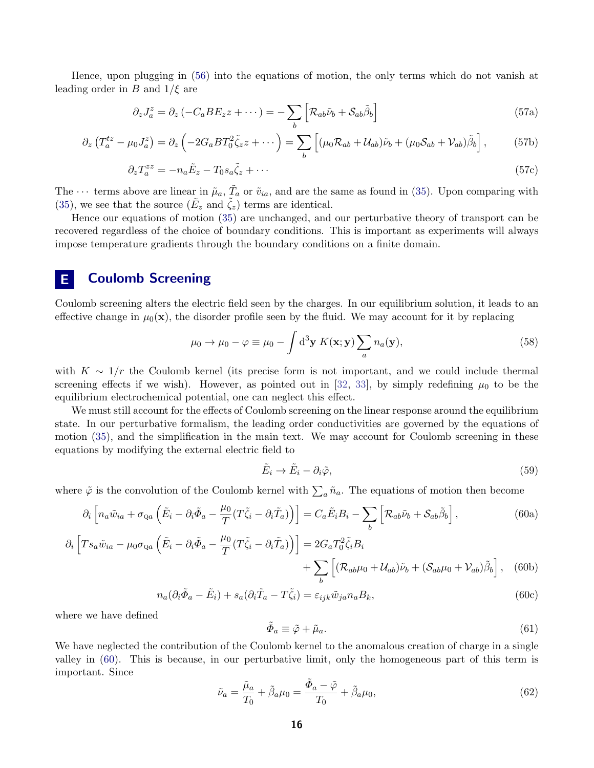Hence, upon plugging in (56) into the equations of motion, the only terms which do not vanish at leading order in $B$ and $1/\xi$ are

$$\partial_z J_a^z = \partial_z\left(-C_a B E_z z + \cdots\right) = -\sum_b \left[\mathcal{R}_{ab}\tilde{\nu}_b + \mathcal{S}_{ab}\tilde{\beta}_b\right] \tag{57a}$$

$$\partial_z\left(T_a^{tz} - \mu_0 J_a^z\right) = \partial_z\left(-2G_a B T_0^2 \tilde{\zeta}_z z + \cdots\right) = \sum_b \left[(\mu_0\mathcal{R}_{ab} + \mathcal{U}_{ab})\tilde{\nu}_b + (\mu_0\mathcal{S}_{ab} + \mathcal{V}_{ab})\tilde{\beta}_b\right], \tag{57b}$$

$$\partial_z T_a^{zz} = -n_a\tilde{E}_z - T_0 s_a\tilde{\zeta}_z + \cdots \tag{57c}$$

The $\cdots$ terms above are linear in $\tilde{\mu}_a$, $\tilde{T}_a$ or $\tilde{v}_{ia}$, and are the same as found in (35). Upon comparing with (35), we see that the source ($\tilde{E}_z$ and $\tilde{\zeta}_z$) terms are identical.

Hence our equations of motion (35) are unchanged, and our perturbative theory of transport can be recovered regardless of the choice of boundary conditions. This is important as experiments will always impose temperature gradients through the boundary conditions on a finite domain.

# E Coulomb Screening

Coulomb screening alters the electric field seen by the charges. In our equilibrium solution, it leads to an effective change in $\mu_0(\mathbf{x})$, the disorder profile seen by the fluid. We may account for it by replacing

$$\mu_0 \to \mu_0 - \varphi \equiv \mu_0 - \int \mathrm{d}^3\mathbf{y}\; K(\mathbf{x};\mathbf{y})\sum_a n_a(\mathbf{y}), \tag{58}$$

with $K \sim 1/r$ the Coulomb kernel (its precise form is not important, and we could include thermal screening effects if we wish). However, as pointed out in [32, 33], by simply redefining $\mu_0$ to be the equilibrium electrochemical potential, one can neglect this effect.

We must still account for the effects of Coulomb screening on the linear response around the equilibrium state. In our perturbative formalism, the leading order conductivities are governed by the equations of motion (35), and the simplification in the main text. We may account for Coulomb screening in these equations by modifying the external electric field to

$$\tilde{E}_i \to \tilde{E}_i - \partial_i\tilde{\varphi}, \tag{59}$$

where $\tilde{\varphi}$ is the convolution of the Coulomb kernel with $\sum_a \tilde{n}_a$. The equations of motion then become

$$\partial_i\left[n_a\tilde{w}_{ia} + \sigma_{\mathrm{Q}a}\left(\tilde{E}_i - \partial_i\tilde{\Phi}_a - \frac{\mu_0}{T}(T\tilde{\zeta}_i - \partial_i\tilde{T}_a)\right)\right] = C_a\tilde{E}_i B_i - \sum_b\left[\mathcal{R}_{ab}\tilde{\nu}_b + \mathcal{S}_{ab}\tilde{\beta}_b\right], \tag{60a}$$

$$\partial_i\left[Ts_a\tilde{w}_{ia} - \mu_0\sigma_{\mathrm{Q}a}\left(\tilde{E}_i - \partial_i\tilde{\Phi}_a - \frac{\mu_0}{T}(T\tilde{\zeta}_i - \partial_i\tilde{T}_a)\right)\right] = 2G_a T_0^2\tilde{\zeta}_i B_i + \sum_b\left[(\mathcal{R}_{ab}\mu_0 + \mathcal{U}_{ab})\tilde{\nu}_b + (\mathcal{S}_{ab}\mu_0 + \mathcal{V}_{ab})\tilde{\beta}_b\right], \tag{60b}$$

$$n_a(\partial_i\tilde{\Phi}_a - \tilde{E}_i) + s_a(\partial_i\tilde{T}_a - T\tilde{\zeta}_i) = \varepsilon_{ijk}\tilde{w}_{ja}n_a B_k, \tag{60c}$$

where we have defined

$$\tilde{\Phi}_a \equiv \tilde{\varphi} + \tilde{\mu}_a. \tag{61}$$

We have neglected the contribution of the Coulomb kernel to the anomalous creation of charge in a single valley in (60). This is because, in our perturbative limit, only the homogeneous part of this term is important. Since

$$\tilde{\nu}_a = \frac{\tilde{\mu}_a}{T_0} + \tilde{\beta}_a\mu_0 = \frac{\tilde{\Phi}_a - \tilde{\varphi}}{T_0} + \tilde{\beta}_a\mu_0, \tag{62}$$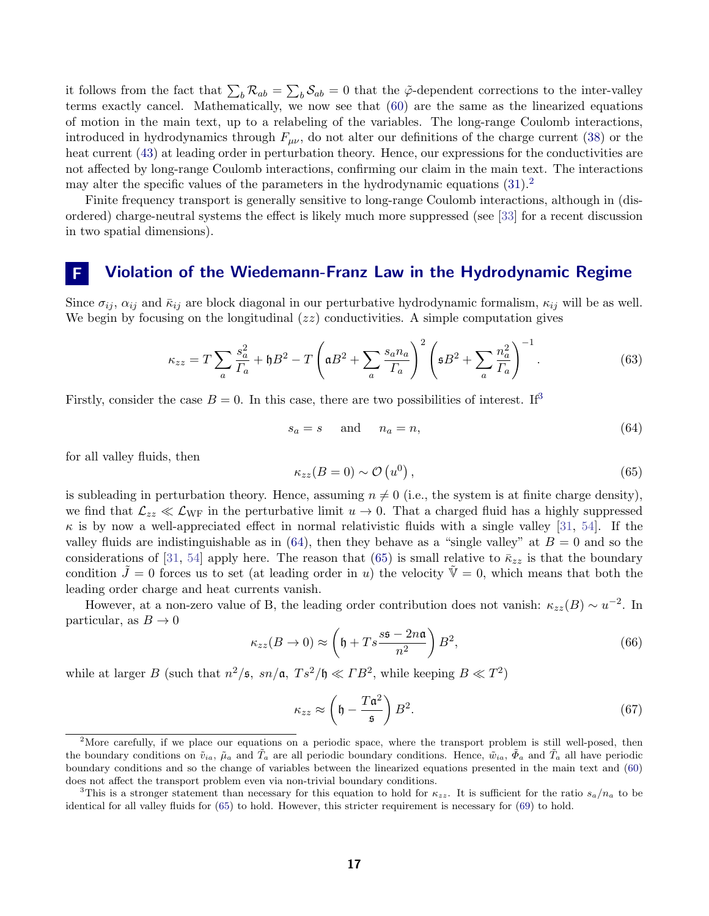it follows from the fact that $\sum_b \mathcal{R}_{ab} = \sum_b \mathcal{S}_{ab} = 0$ that the $\tilde{\varphi}$-dependent corrections to the inter-valley terms exactly cancel. Mathematically, we now see that (60) are the same as the linearized equations of motion in the main text, up to a relabeling of the variables. The long-range Coulomb interactions, introduced in hydrodynamics through $F_{\mu\nu}$, do not alter our definitions of the charge current (38) or the heat current (43) at leading order in perturbation theory. Hence, our expressions for the conductivities are not affected by long-range Coulomb interactions, confirming our claim in the main text. The interactions may alter the specific values of the parameters in the hydrodynamic equations (31).[2]

Finite frequency transport is generally sensitive to long-range Coulomb interactions, although in (disordered) charge-neutral systems the effect is likely much more suppressed (see [33] for a recent discussion in two spatial dimensions).

# F Violation of the Wiedemann-Franz Law in the Hydrodynamic Regime

Since $\sigma_{ij}$, $\alpha_{ij}$ and $\bar{\kappa}_{ij}$ are block diagonal in our perturbative hydrodynamic formalism, $\kappa_{ij}$ will be as well. We begin by focusing on the longitudinal ($zz$) conductivities. A simple computation gives

$$\kappa_{zz} = T\sum_a \frac{s_a^2}{\Gamma_a} + \mathfrak{h}B^2 - T\left(\mathfrak{a}B^2 + \sum_a \frac{s_a n_a}{\Gamma_a}\right)^2 \left(\mathfrak{s}B^2 + \sum_a \frac{n_a^2}{\Gamma_a}\right)^{-1}. \tag{63}$$

Firstly, consider the case $B = 0$. In this case, there are two possibilities of interest. If[3]

$$s_a = s \quad \text{and} \quad n_a = n, \tag{64}$$

for all valley fluids, then

$$\kappa_{zz}(B=0) \sim \mathcal{O}\left(u^0\right), \tag{65}$$

is subleading in perturbation theory. Hence, assuming $n \neq 0$ (i.e., the system is at finite charge density), we find that $\mathcal{L}_{zz} \ll \mathcal{L}_{\mathrm{WF}}$ in the perturbative limit $u \to 0$. That a charged fluid has a highly suppressed $\kappa$ is by now a well-appreciated effect in normal relativistic fluids with a single valley [31, 54]. If the valley fluids are indistinguishable as in (64), then they behave as a "single valley" at $B = 0$ and so the considerations of [31, 54] apply here. The reason that (65) is small relative to $\bar{\kappa}_{zz}$ is that the boundary condition $\tilde{J} = 0$ forces us to set (at leading order in $u$) the velocity $\tilde{\mathbb{V}} = 0$, which means that both the leading order charge and heat currents vanish.

However, at a non-zero value of B, the leading order contribution does not vanish: $\kappa_{zz}(B) \sim u^{-2}$. In particular, as $B \to 0$

$$\kappa_{zz}(B \to 0) \approx \left(\mathfrak{h} + Ts\frac{s\mathfrak{s} - 2n\mathfrak{a}}{n^2}\right)B^2, \tag{66}$$

while at larger $B$ (such that $n^2/\mathfrak{s}$, $sn/\mathfrak{a}$, $Ts^2/\mathfrak{h} \ll \Gamma B^2$, while keeping $B \ll T^2$)

$$\kappa_{zz} \approx \left(\mathfrak{h} - \frac{T\mathfrak{a}^2}{\mathfrak{s}}\right)B^2. \tag{67}$$

---

[2] More carefully, if we place our equations on a periodic space, where the transport problem is still well-posed, then the boundary conditions on $\tilde{v}_{ia}$, $\tilde{\mu}_a$ and $\tilde{T}_a$ are all periodic boundary conditions. Hence, $\tilde{w}_{ia}$, $\tilde{\Phi}_a$ and $\tilde{T}_a$ all have periodic boundary conditions and so the change of variables between the linearized equations presented in the main text and (60) does not affect the transport problem even via non-trivial boundary conditions.

[3] This is a stronger statement than necessary for this equation to hold for $\kappa_{zz}$. It is sufficient for the ratio $s_a/n_a$ to be identical for all valley fluids for (65) to hold. However, this stricter requirement is necessary for (69) to hold.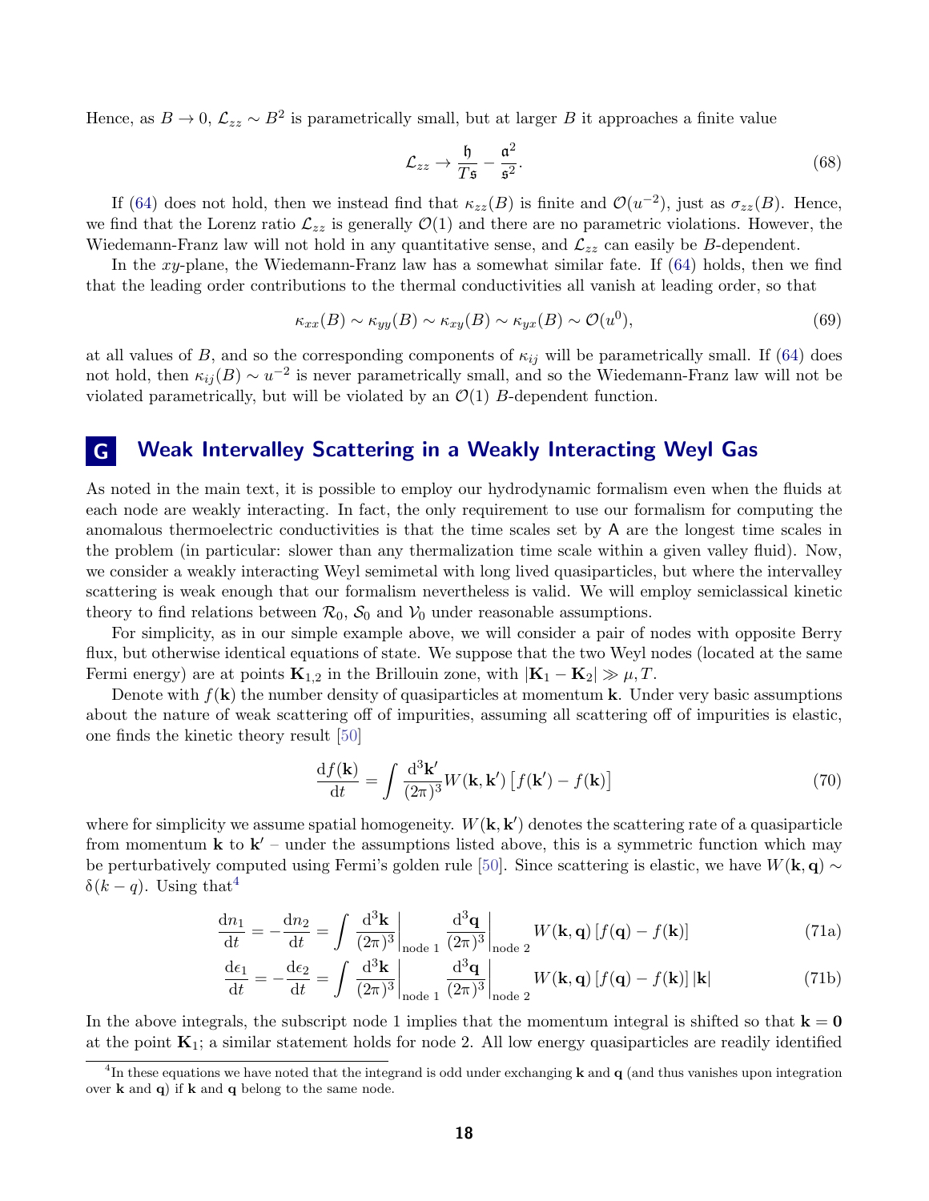Hence, as $B \to 0$, $\mathcal{L}_{zz} \sim B^2$ is parametrically small, but at larger $B$ it approaches a finite value

$$\mathcal{L}_{zz} \to \frac{\mathfrak{h}}{T\mathfrak{s}} - \frac{\mathfrak{a}^2}{\mathfrak{s}^2}. \tag{68}$$

If (64) does not hold, then we instead find that $\kappa_{zz}(B)$ is finite and $\mathcal{O}(u^{-2})$, just as $\sigma_{zz}(B)$. Hence, we find that the Lorenz ratio $\mathcal{L}_{zz}$ is generally $\mathcal{O}(1)$ and there are no parametric violations. However, the Wiedemann-Franz law will not hold in any quantitative sense, and $\mathcal{L}_{zz}$ can easily be $B$-dependent.

In the $xy$-plane, the Wiedemann-Franz law has a somewhat similar fate. If (64) holds, then we find that the leading order contributions to the thermal conductivities all vanish at leading order, so that

$$\kappa_{xx}(B) \sim \kappa_{yy}(B) \sim \kappa_{xy}(B) \sim \kappa_{yx}(B) \sim \mathcal{O}(u^0), \tag{69}$$

at all values of $B$, and so the corresponding components of $\kappa_{ij}$ will be parametrically small. If (64) does not hold, then $\kappa_{ij}(B) \sim u^{-2}$ is never parametrically small, and so the Wiedemann-Franz law will not be violated parametrically, but will be violated by an $\mathcal{O}(1)$ $B$-dependent function.

# G Weak Intervalley Scattering in a Weakly Interacting Weyl Gas

As noted in the main text, it is possible to employ our hydrodynamic formalism even when the fluids at each node are weakly interacting. In fact, the only requirement to use our formalism for computing the anomalous thermoelectric conductivities is that the time scales set by $\mathsf{A}$ are the longest time scales in the problem (in particular: slower than any thermalization time scale within a given valley fluid). Now, we consider a weakly interacting Weyl semimetal with long lived quasiparticles, but where the intervalley scattering is weak enough that our formalism nevertheless is valid. We will employ semiclassical kinetic theory to find relations between $\mathcal{R}_0$, $\mathcal{S}_0$ and $\mathcal{V}_0$ under reasonable assumptions.

For simplicity, as in our simple example above, we will consider a pair of nodes with opposite Berry flux, but otherwise identical equations of state. We suppose that the two Weyl nodes (located at the same Fermi energy) are at points $\mathbf{K}_{1,2}$ in the Brillouin zone, with $|\mathbf{K}_1 - \mathbf{K}_2| \gg \mu, T$.

Denote with $f(\mathbf{k})$ the number density of quasiparticles at momentum $\mathbf{k}$. Under very basic assumptions about the nature of weak scattering off of impurities, assuming all scattering off of impurities is elastic, one finds the kinetic theory result [50]

$$\frac{\mathrm{d}f(\mathbf{k})}{\mathrm{d}t} = \int \frac{\mathrm{d}^3\mathbf{k}'}{(2\pi)^3} W(\mathbf{k}, \mathbf{k}') \left[f(\mathbf{k}') - f(\mathbf{k})\right] \tag{70}$$

where for simplicity we assume spatial homogeneity. $W(\mathbf{k}, \mathbf{k}')$ denotes the scattering rate of a quasiparticle from momentum $\mathbf{k}$ to $\mathbf{k}'$ – under the assumptions listed above, this is a symmetric function which may be perturbatively computed using Fermi's golden rule [50]. Since scattering is elastic, we have $W(\mathbf{k}, \mathbf{q}) \sim \delta(k - q)$. Using that[4]

$$\frac{\mathrm{d}n_1}{\mathrm{d}t} = -\frac{\mathrm{d}n_2}{\mathrm{d}t} = \int \left.\frac{\mathrm{d}^3\mathbf{k}}{(2\pi)^3}\right|_{\text{node 1}} \left.\frac{\mathrm{d}^3\mathbf{q}}{(2\pi)^3}\right|_{\text{node 2}} W(\mathbf{k}, \mathbf{q}) \left[f(\mathbf{q}) - f(\mathbf{k})\right] \tag{71a}$$

$$\frac{\mathrm{d}\epsilon_1}{\mathrm{d}t} = -\frac{\mathrm{d}\epsilon_2}{\mathrm{d}t} = \int \left.\frac{\mathrm{d}^3\mathbf{k}}{(2\pi)^3}\right|_{\text{node 1}} \left.\frac{\mathrm{d}^3\mathbf{q}}{(2\pi)^3}\right|_{\text{node 2}} W(\mathbf{k}, \mathbf{q}) \left[f(\mathbf{q}) - f(\mathbf{k})\right] |\mathbf{k}| \tag{71b}$$

In the above integrals, the subscript node 1 implies that the momentum integral is shifted so that $\mathbf{k} = \mathbf{0}$ at the point $\mathbf{K}_1$; a similar statement holds for node 2. All low energy quasiparticles are readily identified

[4] In these equations we have noted that the integrand is odd under exchanging $\mathbf{k}$ and $\mathbf{q}$ (and thus vanishes upon integration over $\mathbf{k}$ and $\mathbf{q}$) if $\mathbf{k}$ and $\mathbf{q}$ belong to the same node.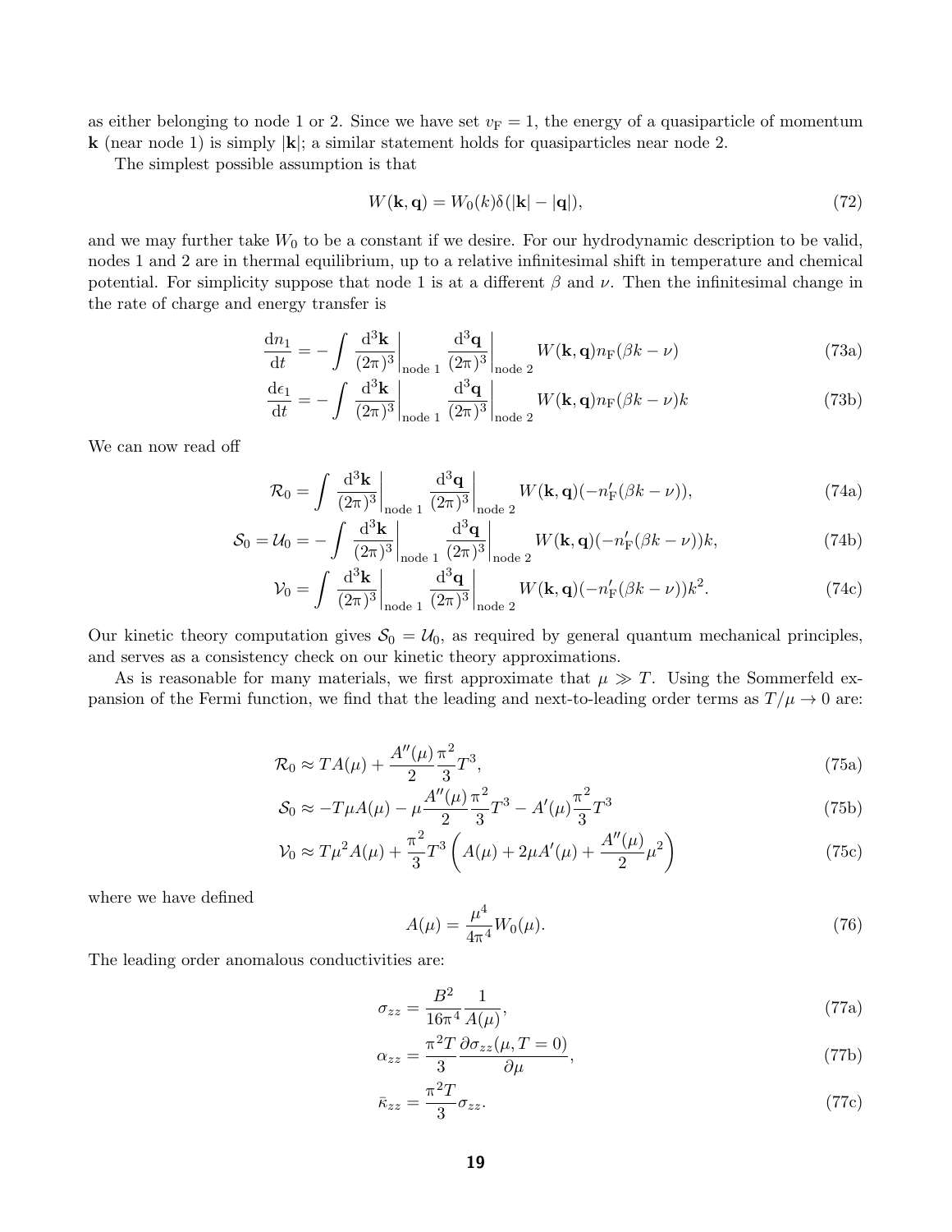as either belonging to node 1 or 2. Since we have set $v_\mathrm{F} = 1$, the energy of a quasiparticle of momentum $\mathbf{k}$ (near node 1) is simply $|\mathbf{k}|$; a similar statement holds for quasiparticles near node 2.

The simplest possible assumption is that

$$W(\mathbf{k}, \mathbf{q}) = W_0(k)\delta(|\mathbf{k}| - |\mathbf{q}|), \tag{72}$$

and we may further take $W_0$ to be a constant if we desire. For our hydrodynamic description to be valid, nodes 1 and 2 are in thermal equilibrium, up to a relative infinitesimal shift in temperature and chemical potential. For simplicity suppose that node 1 is at a different $\beta$ and $\nu$. Then the infinitesimal change in the rate of charge and energy transfer is

$$\frac{\mathrm{d}n_1}{\mathrm{d}t} = -\int \left.\frac{\mathrm{d}^3\mathbf{k}}{(2\pi)^3}\right|_{\text{node 1}} \left.\frac{\mathrm{d}^3\mathbf{q}}{(2\pi)^3}\right|_{\text{node 2}} W(\mathbf{k}, \mathbf{q}) n_\mathrm{F}(\beta k - \nu) \tag{73a}$$

$$\frac{\mathrm{d}\epsilon_1}{\mathrm{d}t} = -\int \left.\frac{\mathrm{d}^3\mathbf{k}}{(2\pi)^3}\right|_{\text{node 1}} \left.\frac{\mathrm{d}^3\mathbf{q}}{(2\pi)^3}\right|_{\text{node 2}} W(\mathbf{k}, \mathbf{q}) n_\mathrm{F}(\beta k - \nu) k \tag{73b}$$

We can now read off

$$\mathcal{R}_0 = \int \left.\frac{\mathrm{d}^3\mathbf{k}}{(2\pi)^3}\right|_{\text{node 1}} \left.\frac{\mathrm{d}^3\mathbf{q}}{(2\pi)^3}\right|_{\text{node 2}} W(\mathbf{k}, \mathbf{q}) (-n_\mathrm{F}'(\beta k - \nu)), \tag{74a}$$

$$\mathcal{S}_0 = \mathcal{U}_0 = -\int \left.\frac{\mathrm{d}^3\mathbf{k}}{(2\pi)^3}\right|_{\text{node 1}} \left.\frac{\mathrm{d}^3\mathbf{q}}{(2\pi)^3}\right|_{\text{node 2}} W(\mathbf{k}, \mathbf{q}) (-n_\mathrm{F}'(\beta k - \nu)) k, \tag{74b}$$

$$\mathcal{V}_0 = \int \left.\frac{\mathrm{d}^3\mathbf{k}}{(2\pi)^3}\right|_{\text{node 1}} \left.\frac{\mathrm{d}^3\mathbf{q}}{(2\pi)^3}\right|_{\text{node 2}} W(\mathbf{k}, \mathbf{q}) (-n_\mathrm{F}'(\beta k - \nu)) k^2. \tag{74c}$$

Our kinetic theory computation gives $\mathcal{S}_0 = \mathcal{U}_0$, as required by general quantum mechanical principles, and serves as a consistency check on our kinetic theory approximations.

As is reasonable for many materials, we first approximate that $\mu \gg T$. Using the Sommerfeld expansion of the Fermi function, we find that the leading and next-to-leading order terms as $T/\mu \to 0$ are:

$$\mathcal{R}_0 \approx TA(\mu) + \frac{A''(\mu)}{2}\frac{\pi^2}{3}T^3, \tag{75a}$$

$$\mathcal{S}_0 \approx -T\mu A(\mu) - \mu\frac{A''(\mu)}{2}\frac{\pi^2}{3}T^3 - A'(\mu)\frac{\pi^2}{3}T^3 \tag{75b}$$

$$\mathcal{V}_0 \approx T\mu^2 A(\mu) + \frac{\pi^2}{3}T^3\left(A(\mu) + 2\mu A'(\mu) + \frac{A''(\mu)}{2}\mu^2\right) \tag{75c}$$

where we have defined

$$A(\mu) = \frac{\mu^4}{4\pi^4}W_0(\mu). \tag{76}$$

The leading order anomalous conductivities are:

$$\sigma_{zz} = \frac{B^2}{16\pi^4}\frac{1}{A(\mu)}, \tag{77a}$$

$$\alpha_{zz} = \frac{\pi^2 T}{3}\frac{\partial \sigma_{zz}(\mu, T=0)}{\partial \mu}, \tag{77b}$$

$$\bar{\kappa}_{zz} = \frac{\pi^2 T}{3}\sigma_{zz}. \tag{77c}$$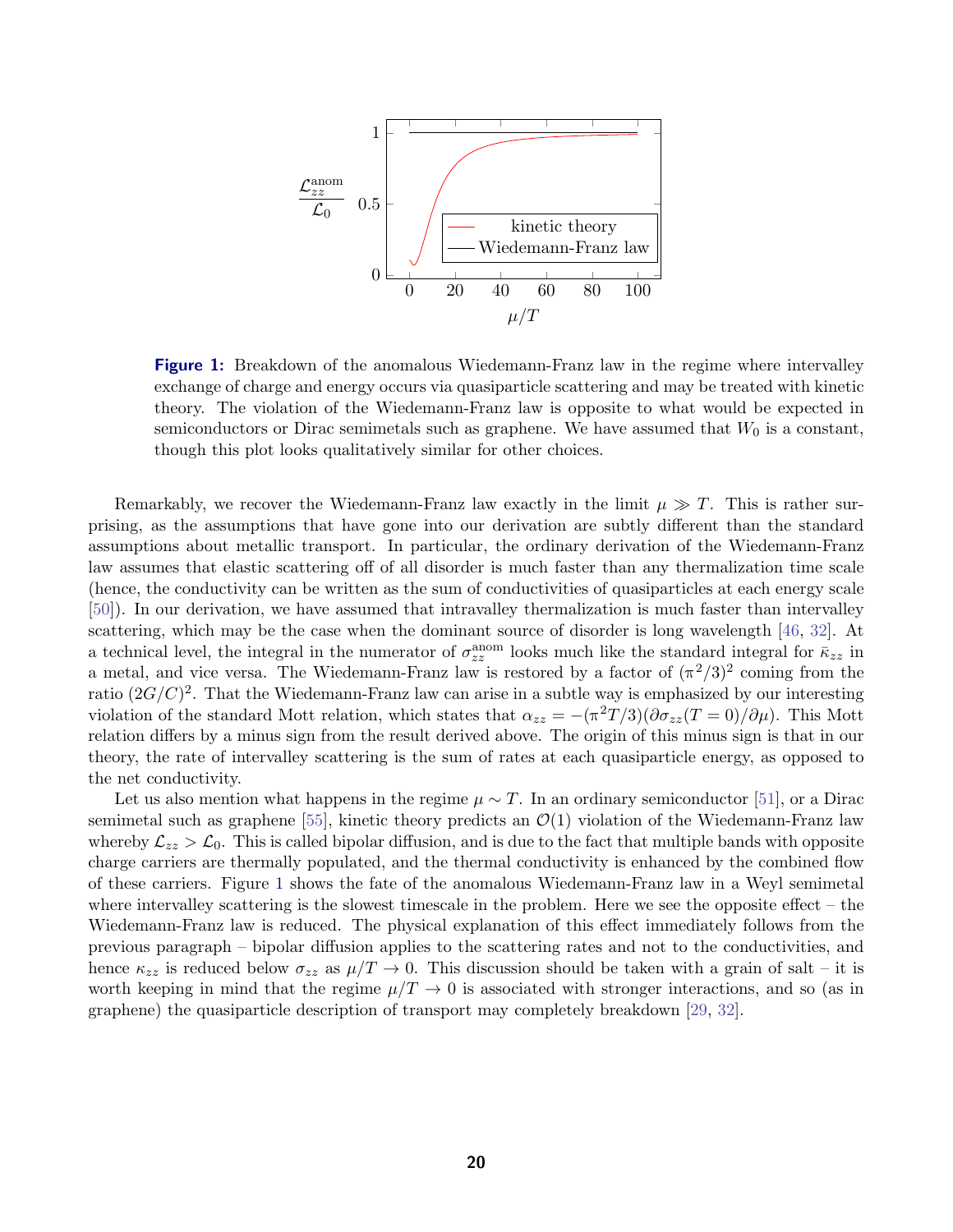**Figure 1:** Breakdown of the anomalous Wiedemann-Franz law in the regime where intervalley exchange of charge and energy occurs via quasiparticle scattering and may be treated with kinetic theory. The violation of the Wiedemann-Franz law is opposite to what would be expected in semiconductors or Dirac semimetals such as graphene. We have assumed that $W_0$ is a constant, though this plot looks qualitatively similar for other choices.

Remarkably, we recover the Wiedemann-Franz law exactly in the limit $\mu \gg T$. This is rather surprising, as the assumptions that have gone into our derivation are subtly different than the standard assumptions about metallic transport. In particular, the ordinary derivation of the Wiedemann-Franz law assumes that elastic scattering off of all disorder is much faster than any thermalization time scale (hence, the conductivity can be written as the sum of conductivities of quasiparticles at each energy scale [50]). In our derivation, we have assumed that intravalley thermalization is much faster than intervalley scattering, which may be the case when the dominant source of disorder is long wavelength [46, 32]. At a technical level, the integral in the numerator of $\sigma_{zz}^{\mathrm{anom}}$ looks much like the standard integral for $\bar{\kappa}_{zz}$ in a metal, and vice versa. The Wiedemann-Franz law is restored by a factor of $(\pi^2/3)^2$ coming from the ratio $(2G/C)^2$. That the Wiedemann-Franz law can arise in a subtle way is emphasized by our interesting violation of the standard Mott relation, which states that $\alpha_{zz} = -(\pi^2 T/3)(\partial\sigma_{zz}(T=0)/\partial\mu)$. This Mott relation differs by a minus sign from the result derived above. The origin of this minus sign is that in our theory, the rate of intervalley scattering is the sum of rates at each quasiparticle energy, as opposed to the net conductivity.

Let us also mention what happens in the regime $\mu \sim T$. In an ordinary semiconductor [51], or a Dirac semimetal such as graphene [55], kinetic theory predicts an $\mathcal{O}(1)$ violation of the Wiedemann-Franz law whereby $\mathcal{L}_{zz} > \mathcal{L}_0$. This is called bipolar diffusion, and is due to the fact that multiple bands with opposite charge carriers are thermally populated, and the thermal conductivity is enhanced by the combined flow of these carriers. Figure 1 shows the fate of the anomalous Wiedemann-Franz law in a Weyl semimetal where intervalley scattering is the slowest timescale in the problem. Here we see the opposite effect – the Wiedemann-Franz law is reduced. The physical explanation of this effect immediately follows from the previous paragraph – bipolar diffusion applies to the scattering rates and not to the conductivities, and hence $\kappa_{zz}$ is reduced below $\sigma_{zz}$ as $\mu/T \to 0$. This discussion should be taken with a grain of salt – it is worth keeping in mind that the regime $\mu/T \to 0$ is associated with stronger interactions, and so (as in graphene) the quasiparticle description of transport may completely breakdown [29, 32].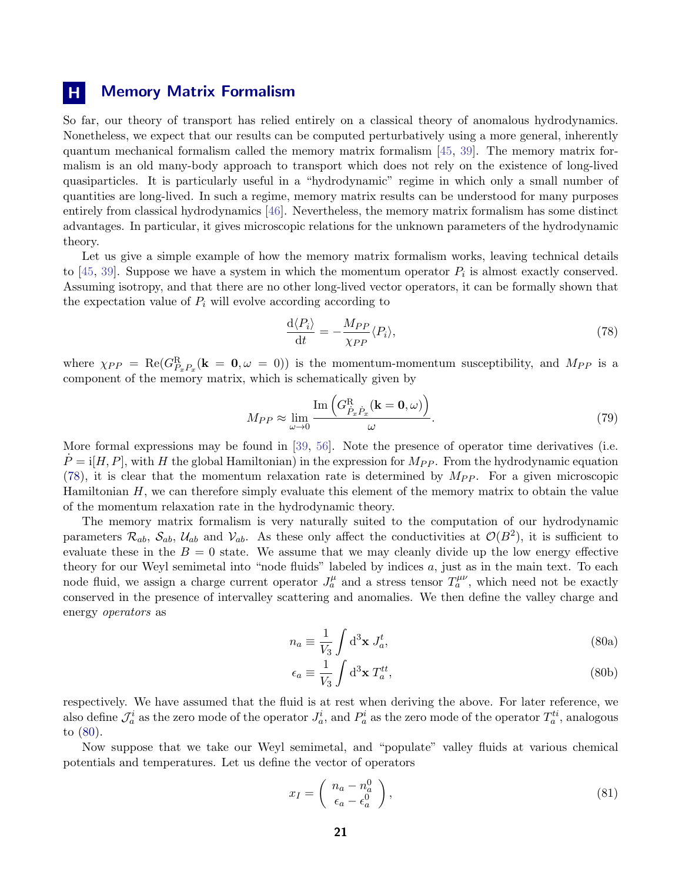# H Memory Matrix Formalism

So far, our theory of transport has relied entirely on a classical theory of anomalous hydrodynamics. Nonetheless, we expect that our results can be computed perturbatively using a more general, inherently quantum mechanical formalism called the memory matrix formalism [45, 39]. The memory matrix formalism is an old many-body approach to transport which does not rely on the existence of long-lived quasiparticles. It is particularly useful in a "hydrodynamic" regime in which only a small number of quantities are long-lived. In such a regime, memory matrix results can be understood for many purposes entirely from classical hydrodynamics [46]. Nevertheless, the memory matrix formalism has some distinct advantages. In particular, it gives microscopic relations for the unknown parameters of the hydrodynamic theory.

Let us give a simple example of how the memory matrix formalism works, leaving technical details to [45, 39]. Suppose we have a system in which the momentum operator $P_i$ is almost exactly conserved. Assuming isotropy, and that there are no other long-lived vector operators, it can be formally shown that the expectation value of $P_i$ will evolve according according to

$$\frac{\mathrm{d}\langle P_i\rangle}{\mathrm{d}t} = -\frac{M_{PP}}{\chi_{PP}}\langle P_i\rangle, \tag{78}$$

where $\chi_{PP} = \mathrm{Re}(G^{\mathrm{R}}_{P_xP_x}(\mathbf{k}=\mathbf{0},\omega=0))$ is the momentum-momentum susceptibility, and $M_{PP}$ is a component of the memory matrix, which is schematically given by

$$M_{PP} \approx \lim_{\omega\to 0}\frac{\mathrm{Im}\left(G^{\mathrm{R}}_{\dot{P}_x\dot{P}_x}(\mathbf{k}=\mathbf{0},\omega)\right)}{\omega}. \tag{79}$$

More formal expressions may be found in [39, 56]. Note the presence of operator time derivatives (i.e. $\dot{P} = \mathrm{i}[H,P]$, with $H$ the global Hamiltonian) in the expression for $M_{PP}$. From the hydrodynamic equation (78), it is clear that the momentum relaxation rate is determined by $M_{PP}$. For a given microscopic Hamiltonian $H$, we can therefore simply evaluate this element of the memory matrix to obtain the value of the momentum relaxation rate in the hydrodynamic theory.

The memory matrix formalism is very naturally suited to the computation of our hydrodynamic parameters $\mathcal{R}_{ab}$, $\mathcal{S}_{ab}$, $\mathcal{U}_{ab}$ and $\mathcal{V}_{ab}$. As these only affect the conductivities at $\mathcal{O}(B^2)$, it is sufficient to evaluate these in the $B=0$ state. We assume that we may cleanly divide up the low energy effective theory for our Weyl semimetal into "node fluids" labeled by indices $a$, just as in the main text. To each node fluid, we assign a charge current operator $J^\mu_a$ and a stress tensor $T^{\mu\nu}_a$, which need not be exactly conserved in the presence of intervalley scattering and anomalies. We then define the valley charge and energy *operators* as

$$n_a \equiv \frac{1}{V_3}\int \mathrm{d}^3\mathbf{x}\; J^t_a, \tag{80a}$$

$$\epsilon_a \equiv \frac{1}{V_3}\int \mathrm{d}^3\mathbf{x}\; T^{tt}_a, \tag{80b}$$

respectively. We have assumed that the fluid is at rest when deriving the above. For later reference, we also define $\mathcal{J}^i_a$ as the zero mode of the operator $J^i_a$, and $P^i_a$ as the zero mode of the operator $T^{ti}_a$, analogous to (80).

Now suppose that we take our Weyl semimetal, and "populate" valley fluids at various chemical potentials and temperatures. Let us define the vector of operators

$$x_I = \begin{pmatrix} n_a - n^0_a \\ \epsilon_a - \epsilon^0_a \end{pmatrix}, \tag{81}$$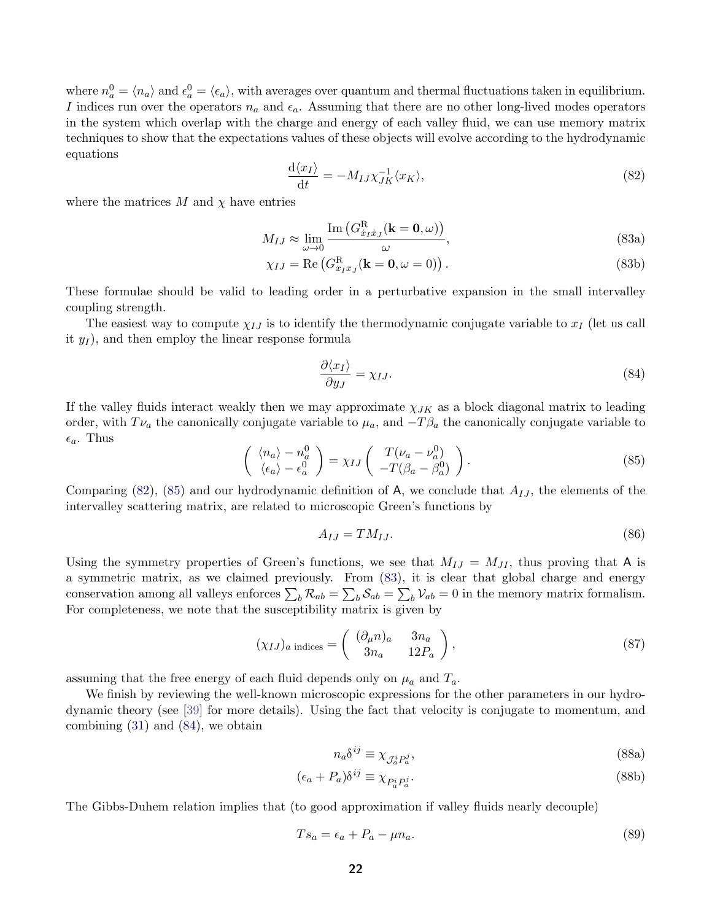where $n_a^0 = \langle n_a \rangle$ and $\epsilon_a^0 = \langle \epsilon_a \rangle$, with averages over quantum and thermal fluctuations taken in equilibrium. $I$ indices run over the operators $n_a$ and $\epsilon_a$. Assuming that there are no other long-lived modes operators in the system which overlap with the charge and energy of each valley fluid, we can use memory matrix techniques to show that the expectations values of these objects will evolve according to the hydrodynamic equations

$$\frac{\mathrm{d}\langle x_I \rangle}{\mathrm{d}t} = -M_{IJ}\chi^{-1}_{JK}\langle x_K \rangle, \tag{82}$$

where the matrices $M$ and $\chi$ have entries

$$M_{IJ} \approx \lim_{\omega \to 0} \frac{\mathrm{Im}\left(G^{\mathrm{R}}_{\dot{x}_I \dot{x}_J}(\mathbf{k} = \mathbf{0}, \omega)\right)}{\omega}, \tag{83a}$$

$$\chi_{IJ} = \mathrm{Re}\left(G^{\mathrm{R}}_{x_I x_J}(\mathbf{k} = \mathbf{0}, \omega = 0)\right). \tag{83b}$$

These formulae should be valid to leading order in a perturbative expansion in the small intervalley coupling strength.

The easiest way to compute $\chi_{IJ}$ is to identify the thermodynamic conjugate variable to $x_I$ (let us call it $y_I$), and then employ the linear response formula

$$\frac{\partial \langle x_I \rangle}{\partial y_J} = \chi_{IJ}. \tag{84}$$

If the valley fluids interact weakly then we may approximate $\chi_{JK}$ as a block diagonal matrix to leading order, with $T\nu_a$ the canonically conjugate variable to $\mu_a$, and $-T\beta_a$ the canonically conjugate variable to $\epsilon_a$. Thus

$$\begin{pmatrix} \langle n_a \rangle - n_a^0 \\ \langle \epsilon_a \rangle - \epsilon_a^0 \end{pmatrix} = \chi_{IJ} \begin{pmatrix} T(\nu_a - \nu_a^0) \\ -T(\beta_a - \beta_a^0) \end{pmatrix}. \tag{85}$$

Comparing (82), (85) and our hydrodynamic definition of $\mathsf{A}$, we conclude that $A_{IJ}$, the elements of the intervalley scattering matrix, are related to microscopic Green's functions by

$$A_{IJ} = TM_{IJ}. \tag{86}$$

Using the symmetry properties of Green's functions, we see that $M_{IJ} = M_{JI}$, thus proving that $\mathsf{A}$ is a symmetric matrix, as we claimed previously. From (83), it is clear that global charge and energy conservation among all valleys enforces $\sum_b \mathcal{R}_{ab} = \sum_b \mathcal{S}_{ab} = \sum_b \mathcal{V}_{ab} = 0$ in the memory matrix formalism. For completeness, we note that the susceptibility matrix is given by

$$(\chi_{IJ})_{a\text{ indices}} = \begin{pmatrix} (\partial_\mu n)_a & 3n_a \\ 3n_a & 12P_a \end{pmatrix}, \tag{87}$$

assuming that the free energy of each fluid depends only on $\mu_a$ and $T_a$.

We finish by reviewing the well-known microscopic expressions for the other parameters in our hydrodynamic theory (see [39] for more details). Using the fact that velocity is conjugate to momentum, and combining (31) and (84), we obtain

$$n_a \delta^{ij} \equiv \chi_{\mathcal{J}_a^i P_a^j}, \tag{88a}$$

$$(\epsilon_a + P_a)\delta^{ij} \equiv \chi_{P_a^i P_a^j}. \tag{88b}$$

The Gibbs-Duhem relation implies that (to good approximation if valley fluids nearly decouple)

$$Ts_a = \epsilon_a + P_a - \mu n_a. \tag{89}$$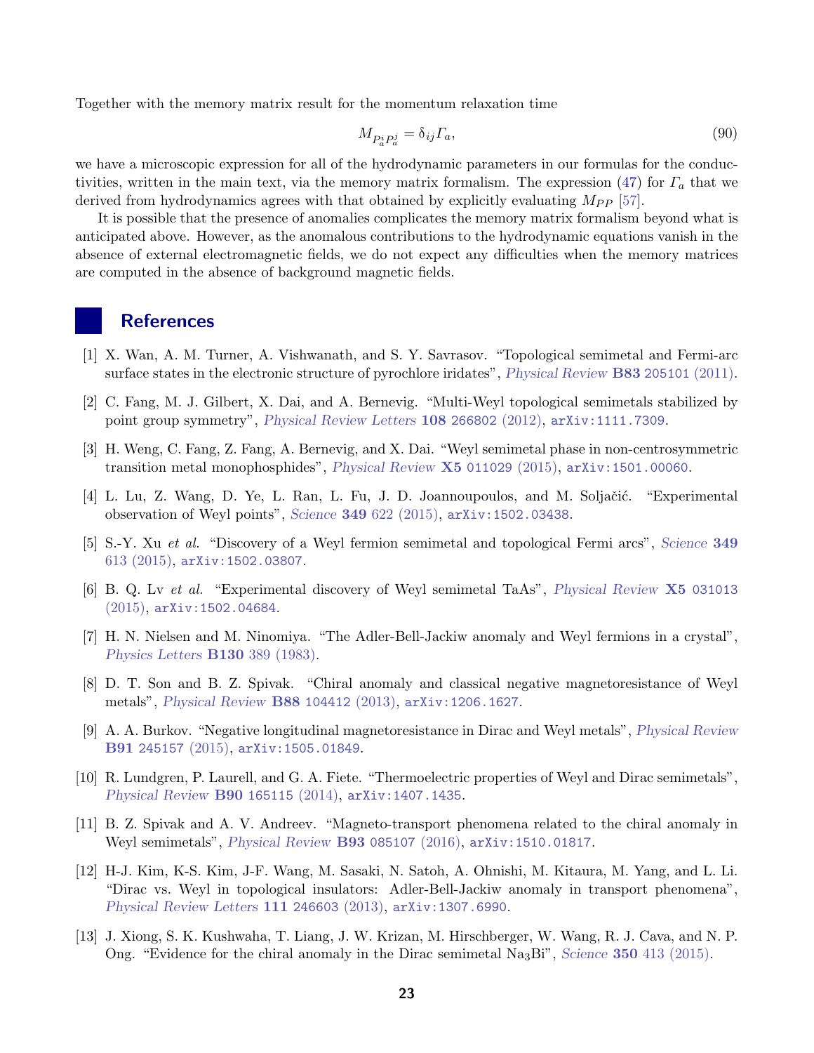Together with the memory matrix result for the momentum relaxation time

$$M_{P_a^i P_a^j} = \delta_{ij} \Gamma_a, \tag{90}$$

we have a microscopic expression for all of the hydrodynamic parameters in our formulas for the conductivities, written in the main text, via the memory matrix formalism. The expression (47) for $\Gamma_a$ that we derived from hydrodynamics agrees with that obtained by explicitly evaluating $M_{PP}$ [57].

It is possible that the presence of anomalies complicates the memory matrix formalism beyond what is anticipated above. However, as the anomalous contributions to the hydrodynamic equations vanish in the absence of external electromagnetic fields, we do not expect any difficulties when the memory matrices are computed in the absence of background magnetic fields.

## References

[1] X. Wan, A. M. Turner, A. Vishwanath, and S. Y. Savrasov. "Topological semimetal and Fermi-arc surface states in the electronic structure of pyrochlore iridates", *Physical Review* **B83** 205101 (2011).

[2] C. Fang, M. J. Gilbert, X. Dai, and A. Bernevig. "Multi-Weyl topological semimetals stabilized by point group symmetry", *Physical Review Letters* **108** 266802 (2012), arXiv:1111.7309.

[3] H. Weng, C. Fang, Z. Fang, A. Bernevig, and X. Dai. "Weyl semimetal phase in non-centrosymmetric transition metal monophosphides", *Physical Review* **X5** 011029 (2015), arXiv:1501.00060.

[4] L. Lu, Z. Wang, D. Ye, L. Ran, L. Fu, J. D. Joannoupoulos, and M. Soljačić. "Experimental observation of Weyl points", *Science* **349** 622 (2015), arXiv:1502.03438.

[5] S.-Y. Xu *et al.* "Discovery of a Weyl fermion semimetal and topological Fermi arcs", *Science* **349** 613 (2015), arXiv:1502.03807.

[6] B. Q. Lv *et al.* "Experimental discovery of Weyl semimetal TaAs", *Physical Review* **X5** 031013 (2015), arXiv:1502.04684.

[7] H. N. Nielsen and M. Ninomiya. "The Adler-Bell-Jackiw anomaly and Weyl fermions in a crystal", *Physics Letters* **B130** 389 (1983).

[8] D. T. Son and B. Z. Spivak. "Chiral anomaly and classical negative magnetoresistance of Weyl metals", *Physical Review* **B88** 104412 (2013), arXiv:1206.1627.

[9] A. A. Burkov. "Negative longitudinal magnetoresistance in Dirac and Weyl metals", *Physical Review* **B91** 245157 (2015), arXiv:1505.01849.

[10] R. Lundgren, P. Laurell, and G. A. Fiete. "Thermoelectric properties of Weyl and Dirac semimetals", *Physical Review* **B90** 165115 (2014), arXiv:1407.1435.

[11] B. Z. Spivak and A. V. Andreev. "Magneto-transport phenomena related to the chiral anomaly in Weyl semimetals", *Physical Review* **B93** 085107 (2016), arXiv:1510.01817.

[12] H-J. Kim, K-S. Kim, J-F. Wang, M. Sasaki, N. Satoh, A. Ohnishi, M. Kitaura, M. Yang, and L. Li. "Dirac vs. Weyl in topological insulators: Adler-Bell-Jackiw anomaly in transport phenomena", *Physical Review Letters* **111** 246603 (2013), arXiv:1307.6990.

[13] J. Xiong, S. K. Kushwaha, T. Liang, J. W. Krizan, M. Hirschberger, W. Wang, R. J. Cava, and N. P. Ong. "Evidence for the chiral anomaly in the Dirac semimetal $Na_3Bi$", *Science* **350** 413 (2015).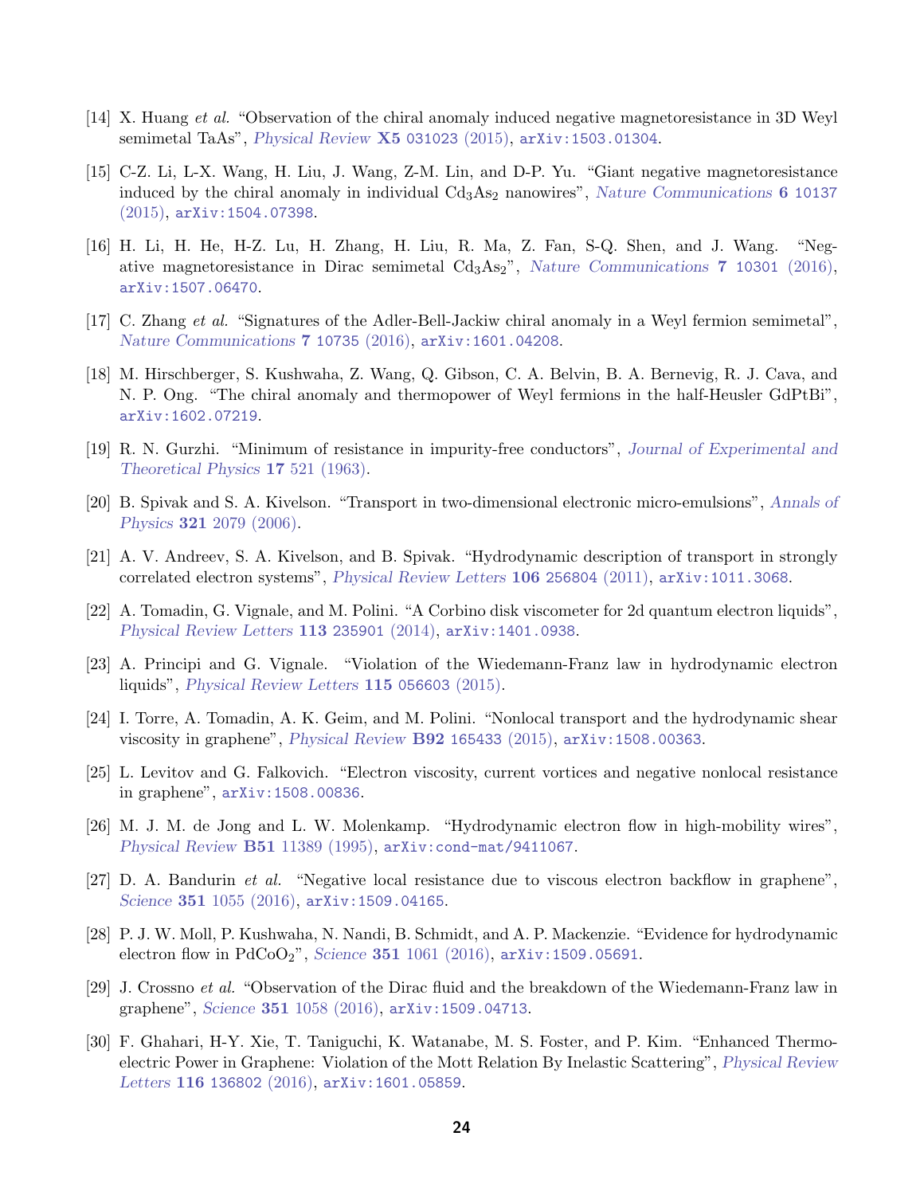[14] X. Huang *et al.* "Observation of the chiral anomaly induced negative magnetoresistance in 3D Weyl semimetal TaAs", *Physical Review* **X5** 031023 (2015), arXiv:1503.01304.

[15] C-Z. Li, L-X. Wang, H. Liu, J. Wang, Z-M. Lin, and D-P. Yu. "Giant negative magnetoresistance induced by the chiral anomaly in individual $Cd_3As_2$ nanowires", *Nature Communications* **6** 10137 (2015), arXiv:1504.07398.

[16] H. Li, H. He, H-Z. Lu, H. Zhang, H. Liu, R. Ma, Z. Fan, S-Q. Shen, and J. Wang. "Negative magnetoresistance in Dirac semimetal $Cd_3As_2$", *Nature Communications* **7** 10301 (2016), arXiv:1507.06470.

[17] C. Zhang *et al.* "Signatures of the Adler-Bell-Jackiw chiral anomaly in a Weyl fermion semimetal", *Nature Communications* **7** 10735 (2016), arXiv:1601.04208.

[18] M. Hirschberger, S. Kushwaha, Z. Wang, Q. Gibson, C. A. Belvin, B. A. Bernevig, R. J. Cava, and N. P. Ong. "The chiral anomaly and thermopower of Weyl fermions in the half-Heusler GdPtBi", arXiv:1602.07219.

[19] R. N. Gurzhi. "Minimum of resistance in impurity-free conductors", *Journal of Experimental and Theoretical Physics* **17** 521 (1963).

[20] B. Spivak and S. A. Kivelson. "Transport in two-dimensional electronic micro-emulsions", *Annals of Physics* **321** 2079 (2006).

[21] A. V. Andreev, S. A. Kivelson, and B. Spivak. "Hydrodynamic description of transport in strongly correlated electron systems", *Physical Review Letters* **106** 256804 (2011), arXiv:1011.3068.

[22] A. Tomadin, G. Vignale, and M. Polini. "A Corbino disk viscometer for 2d quantum electron liquids", *Physical Review Letters* **113** 235901 (2014), arXiv:1401.0938.

[23] A. Principi and G. Vignale. "Violation of the Wiedemann-Franz law in hydrodynamic electron liquids", *Physical Review Letters* **115** 056603 (2015).

[24] I. Torre, A. Tomadin, A. K. Geim, and M. Polini. "Nonlocal transport and the hydrodynamic shear viscosity in graphene", *Physical Review* **B92** 165433 (2015), arXiv:1508.00363.

[25] L. Levitov and G. Falkovich. "Electron viscosity, current vortices and negative nonlocal resistance in graphene", arXiv:1508.00836.

[26] M. J. M. de Jong and L. W. Molenkamp. "Hydrodynamic electron flow in high-mobility wires", *Physical Review* **B51** 11389 (1995), arXiv:cond-mat/9411067.

[27] D. A. Bandurin *et al.* "Negative local resistance due to viscous electron backflow in graphene", *Science* **351** 1055 (2016), arXiv:1509.04165.

[28] P. J. W. Moll, P. Kushwaha, N. Nandi, B. Schmidt, and A. P. Mackenzie. "Evidence for hydrodynamic electron flow in $PdCoO_2$", *Science* **351** 1061 (2016), arXiv:1509.05691.

[29] J. Crossno *et al.* "Observation of the Dirac fluid and the breakdown of the Wiedemann-Franz law in graphene", *Science* **351** 1058 (2016), arXiv:1509.04713.

[30] F. Ghahari, H-Y. Xie, T. Taniguchi, K. Watanabe, M. S. Foster, and P. Kim. "Enhanced Thermoelectric Power in Graphene: Violation of the Mott Relation By Inelastic Scattering", *Physical Review Letters* **116** 136802 (2016), arXiv:1601.05859.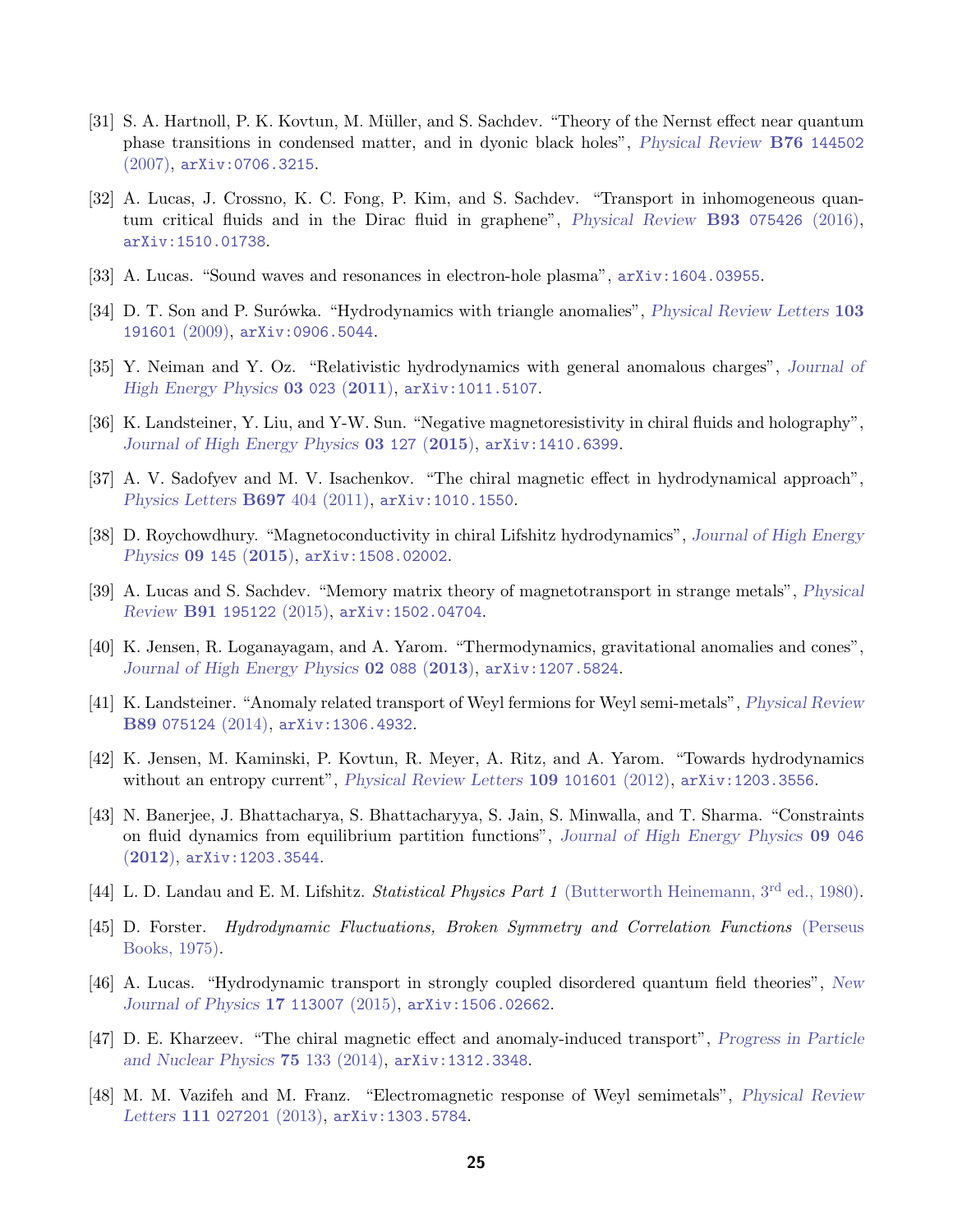[31] S. A. Hartnoll, P. K. Kovtun, M. Müller, and S. Sachdev. "Theory of the Nernst effect near quantum phase transitions in condensed matter, and in dyonic black holes", *Physical Review* **B76** 144502 (2007), arXiv:0706.3215.

[32] A. Lucas, J. Crossno, K. C. Fong, P. Kim, and S. Sachdev. "Transport in inhomogeneous quantum critical fluids and in the Dirac fluid in graphene", *Physical Review* **B93** 075426 (2016), arXiv:1510.01738.

[33] A. Lucas. "Sound waves and resonances in electron-hole plasma", arXiv:1604.03955.

[34] D. T. Son and P. Surówka. "Hydrodynamics with triangle anomalies", *Physical Review Letters* **103** 191601 (2009), arXiv:0906.5044.

[35] Y. Neiman and Y. Oz. "Relativistic hydrodynamics with general anomalous charges", *Journal of High Energy Physics* **03** 023 (**2011**), arXiv:1011.5107.

[36] K. Landsteiner, Y. Liu, and Y-W. Sun. "Negative magnetoresistivity in chiral fluids and holography", *Journal of High Energy Physics* **03** 127 (**2015**), arXiv:1410.6399.

[37] A. V. Sadofyev and M. V. Isachenkov. "The chiral magnetic effect in hydrodynamical approach", *Physics Letters* **B697** 404 (2011), arXiv:1010.1550.

[38] D. Roychowdhury. "Magnetoconductivity in chiral Lifshitz hydrodynamics", *Journal of High Energy Physics* **09** 145 (**2015**), arXiv:1508.02002.

[39] A. Lucas and S. Sachdev. "Memory matrix theory of magnetotransport in strange metals", *Physical Review* **B91** 195122 (2015), arXiv:1502.04704.

[40] K. Jensen, R. Loganayagam, and A. Yarom. "Thermodynamics, gravitational anomalies and cones", *Journal of High Energy Physics* **02** 088 (**2013**), arXiv:1207.5824.

[41] K. Landsteiner. "Anomaly related transport of Weyl fermions for Weyl semi-metals", *Physical Review* **B89** 075124 (2014), arXiv:1306.4932.

[42] K. Jensen, M. Kaminski, P. Kovtun, R. Meyer, A. Ritz, and A. Yarom. "Towards hydrodynamics without an entropy current", *Physical Review Letters* **109** 101601 (2012), arXiv:1203.3556.

[43] N. Banerjee, J. Bhattacharya, S. Bhattacharyya, S. Jain, S. Minwalla, and T. Sharma. "Constraints on fluid dynamics from equilibrium partition functions", *Journal of High Energy Physics* **09** 046 (**2012**), arXiv:1203.3544.

[44] L. D. Landau and E. M. Lifshitz. *Statistical Physics Part 1* (Butterworth Heinemann, 3rd ed., 1980).

[45] D. Forster. *Hydrodynamic Fluctuations, Broken Symmetry and Correlation Functions* (Perseus Books, 1975).

[46] A. Lucas. "Hydrodynamic transport in strongly coupled disordered quantum field theories", *New Journal of Physics* **17** 113007 (2015), arXiv:1506.02662.

[47] D. E. Kharzeev. "The chiral magnetic effect and anomaly-induced transport", *Progress in Particle and Nuclear Physics* **75** 133 (2014), arXiv:1312.3348.

[48] M. M. Vazifeh and M. Franz. "Electromagnetic response of Weyl semimetals", *Physical Review Letters* **111** 027201 (2013), arXiv:1303.5784.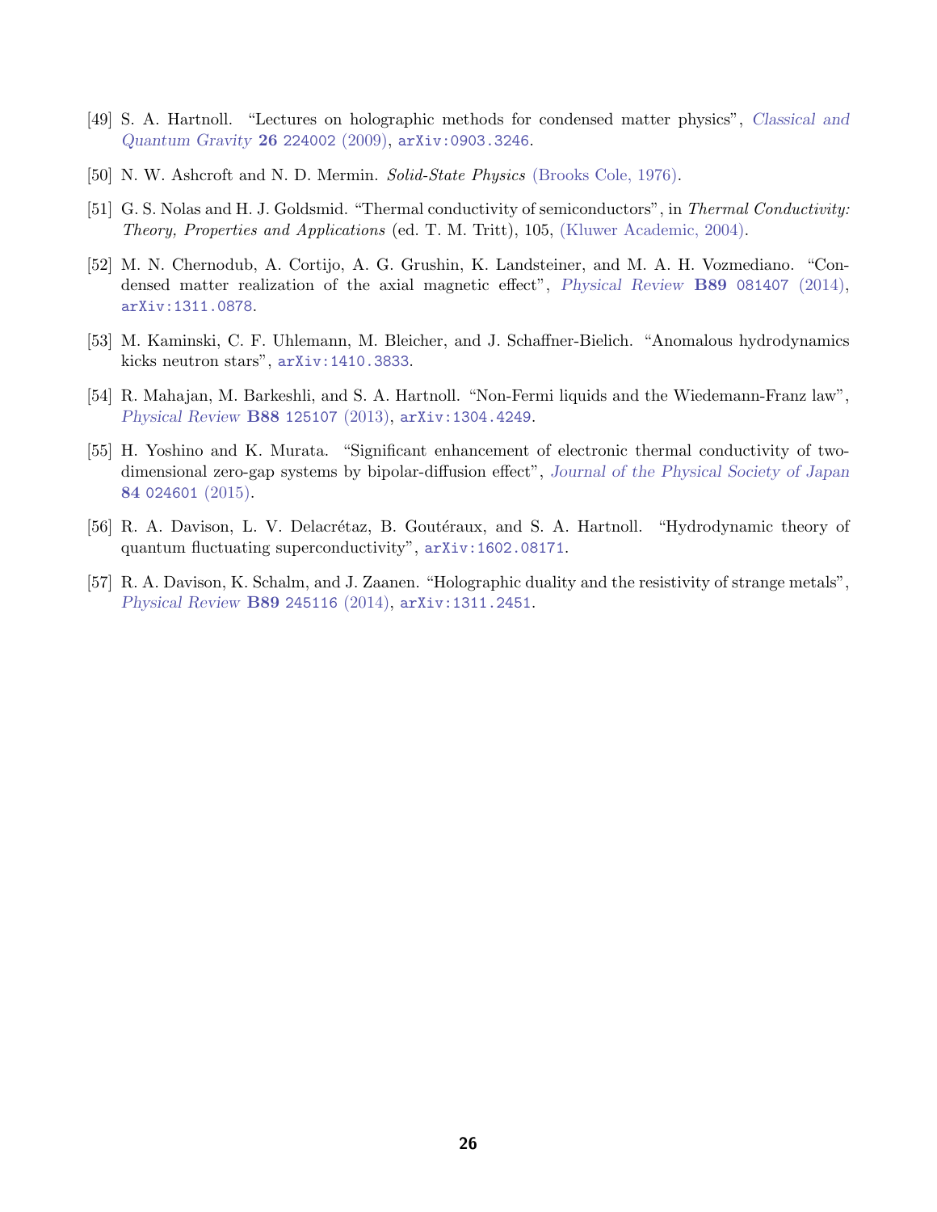[49] S. A. Hartnoll. "Lectures on holographic methods for condensed matter physics", *Classical and Quantum Gravity* **26** 224002 (2009), arXiv:0903.3246.

[50] N. W. Ashcroft and N. D. Mermin. *Solid-State Physics* (Brooks Cole, 1976).

[51] G. S. Nolas and H. J. Goldsmid. "Thermal conductivity of semiconductors", in *Thermal Conductivity: Theory, Properties and Applications* (ed. T. M. Tritt), 105, (Kluwer Academic, 2004).

[52] M. N. Chernodub, A. Cortijo, A. G. Grushin, K. Landsteiner, and M. A. H. Vozmediano. "Condensed matter realization of the axial magnetic effect", *Physical Review* **B89** 081407 (2014), arXiv:1311.0878.

[53] M. Kaminski, C. F. Uhlemann, M. Bleicher, and J. Schaffner-Bielich. "Anomalous hydrodynamics kicks neutron stars", arXiv:1410.3833.

[54] R. Mahajan, M. Barkeshli, and S. A. Hartnoll. "Non-Fermi liquids and the Wiedemann-Franz law", *Physical Review* **B88** 125107 (2013), arXiv:1304.4249.

[55] H. Yoshino and K. Murata. "Significant enhancement of electronic thermal conductivity of two-dimensional zero-gap systems by bipolar-diffusion effect", *Journal of the Physical Society of Japan* **84** 024601 (2015).

[56] R. A. Davison, L. V. Delacrétaz, B. Goutéraux, and S. A. Hartnoll. "Hydrodynamic theory of quantum fluctuating superconductivity", arXiv:1602.08171.

[57] R. A. Davison, K. Schalm, and J. Zaanen. "Holographic duality and the resistivity of strange metals", *Physical Review* **B89** 245116 (2014), arXiv:1311.2451.